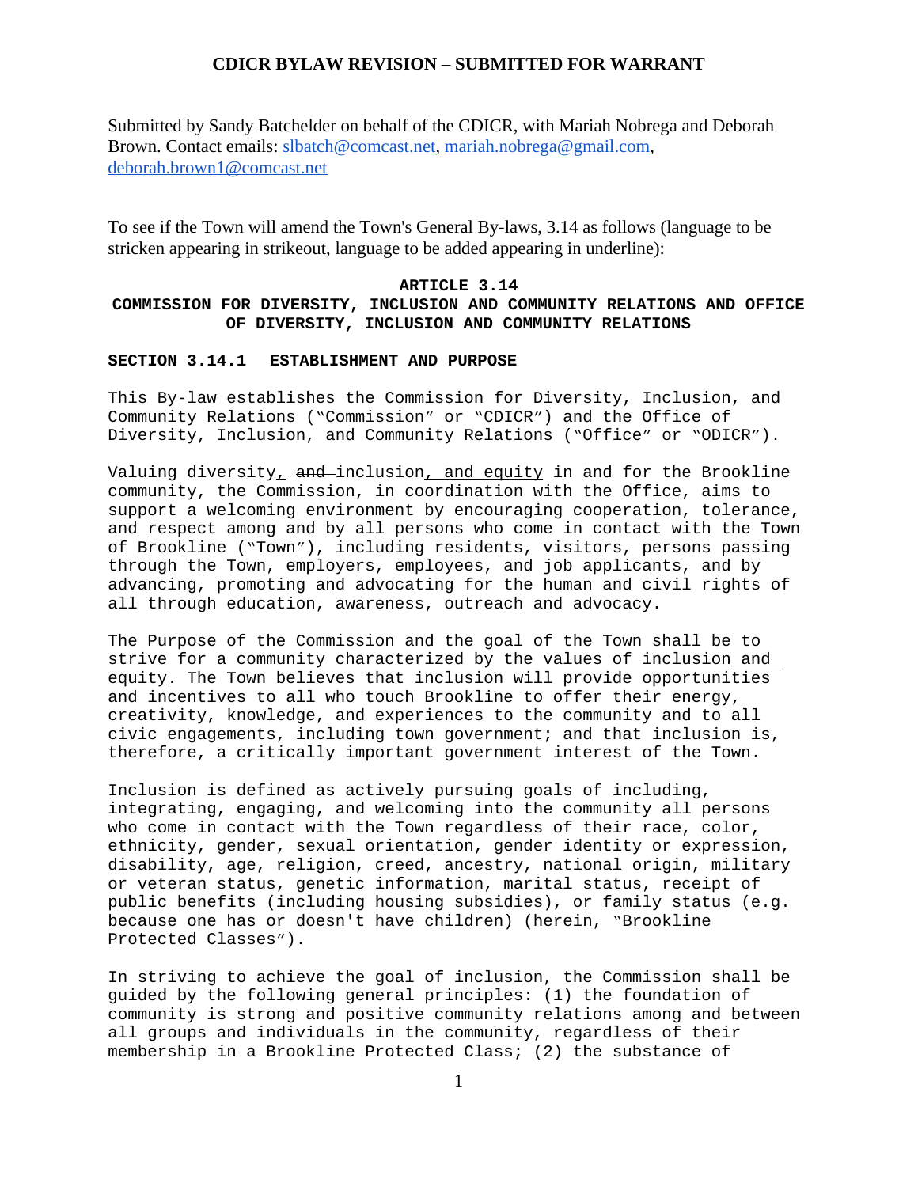# CDICR BYLAW REVISION – SUBMITTED FOR WARRANT

Submitted by Sandy Batchelder on behalf of the CDICR, with Mariah Nobrega and Deborah Brown. Contact emails: slbatch@comcast.net, mariah.nobrega@gmail.com, deborah.brown1@comcast.net

To see if the Town will amend the Town's General By-laws, 3.14 as follows (language to be stricken appearing in strikeout, language to be added appearing in underline):

## ARTICLE 3.14
## COMMISSION FOR DIVERSITY, INCLUSION AND COMMUNITY RELATIONS AND OFFICE OF DIVERSITY, INCLUSION AND COMMUNITY RELATIONS

### SECTION 3.14.1 ESTABLISHMENT AND PURPOSE

This By-law establishes the Commission for Diversity, Inclusion, and Community Relations ("Commission" or "CDICR") and the Office of Diversity, Inclusion, and Community Relations ("Office" or "ODICR").

Valuing diversity<u>,</u> ~~and~~ inclusion<u>, and equity</u> in and for the Brookline community, the Commission, in coordination with the Office, aims to support a welcoming environment by encouraging cooperation, tolerance, and respect among and by all persons who come in contact with the Town of Brookline ("Town"), including residents, visitors, persons passing through the Town, employers, employees, and job applicants, and by advancing, promoting and advocating for the human and civil rights of all through education, awareness, outreach and advocacy.

The Purpose of the Commission and the goal of the Town shall be to strive for a community characterized by the values of inclusion<u> and equity</u>. The Town believes that inclusion will provide opportunities and incentives to all who touch Brookline to offer their energy, creativity, knowledge, and experiences to the community and to all civic engagements, including town government; and that inclusion is, therefore, a critically important government interest of the Town.

Inclusion is defined as actively pursuing goals of including, integrating, engaging, and welcoming into the community all persons who come in contact with the Town regardless of their race, color, ethnicity, gender, sexual orientation, gender identity or expression, disability, age, religion, creed, ancestry, national origin, military or veteran status, genetic information, marital status, receipt of public benefits (including housing subsidies), or family status (e.g. because one has or doesn't have children) (herein, "Brookline Protected Classes").

In striving to achieve the goal of inclusion, the Commission shall be guided by the following general principles: (1) the foundation of community is strong and positive community relations among and between all groups and individuals in the community, regardless of their membership in a Brookline Protected Class; (2) the substance of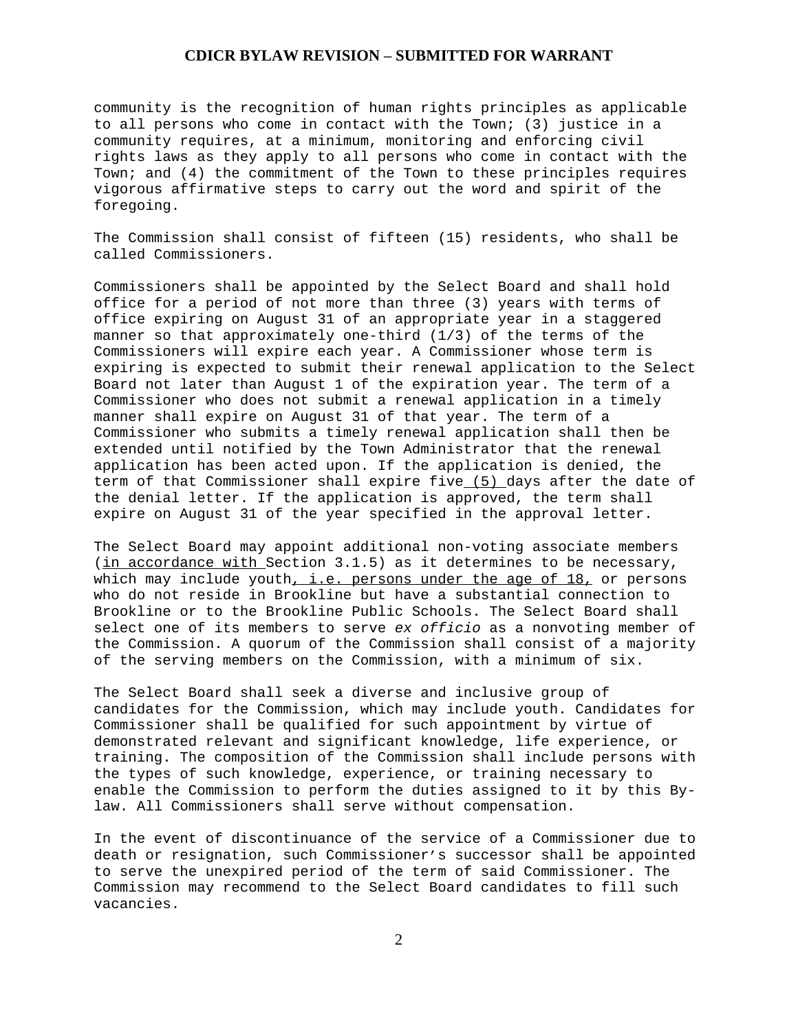community is the recognition of human rights principles as applicable to all persons who come in contact with the Town; (3) justice in a community requires, at a minimum, monitoring and enforcing civil rights laws as they apply to all persons who come in contact with the Town; and (4) the commitment of the Town to these principles requires vigorous affirmative steps to carry out the word and spirit of the foregoing.

The Commission shall consist of fifteen (15) residents, who shall be called Commissioners.

Commissioners shall be appointed by the Select Board and shall hold office for a period of not more than three (3) years with terms of office expiring on August 31 of an appropriate year in a staggered manner so that approximately one-third (1/3) of the terms of the Commissioners will expire each year. A Commissioner whose term is expiring is expected to submit their renewal application to the Select Board not later than August 1 of the expiration year. The term of a Commissioner who does not submit a renewal application in a timely manner shall expire on August 31 of that year. The term of a Commissioner who submits a timely renewal application shall then be extended until notified by the Town Administrator that the renewal application has been acted upon. If the application is denied, the term of that Commissioner shall expire five (5) days after the date of the denial letter. If the application is approved, the term shall expire on August 31 of the year specified in the approval letter.

The Select Board may appoint additional non-voting associate members (in accordance with Section 3.1.5) as it determines to be necessary, which may include youth, i.e. persons under the age of 18, or persons who do not reside in Brookline but have a substantial connection to Brookline or to the Brookline Public Schools. The Select Board shall select one of its members to serve *ex officio* as a nonvoting member of the Commission. A quorum of the Commission shall consist of a majority of the serving members on the Commission, with a minimum of six.

The Select Board shall seek a diverse and inclusive group of candidates for the Commission, which may include youth. Candidates for Commissioner shall be qualified for such appointment by virtue of demonstrated relevant and significant knowledge, life experience, or training. The composition of the Commission shall include persons with the types of such knowledge, experience, or training necessary to enable the Commission to perform the duties assigned to it by this By-law. All Commissioners shall serve without compensation.

In the event of discontinuance of the service of a Commissioner due to death or resignation, such Commissioner's successor shall be appointed to serve the unexpired period of the term of said Commissioner. The Commission may recommend to the Select Board candidates to fill such vacancies.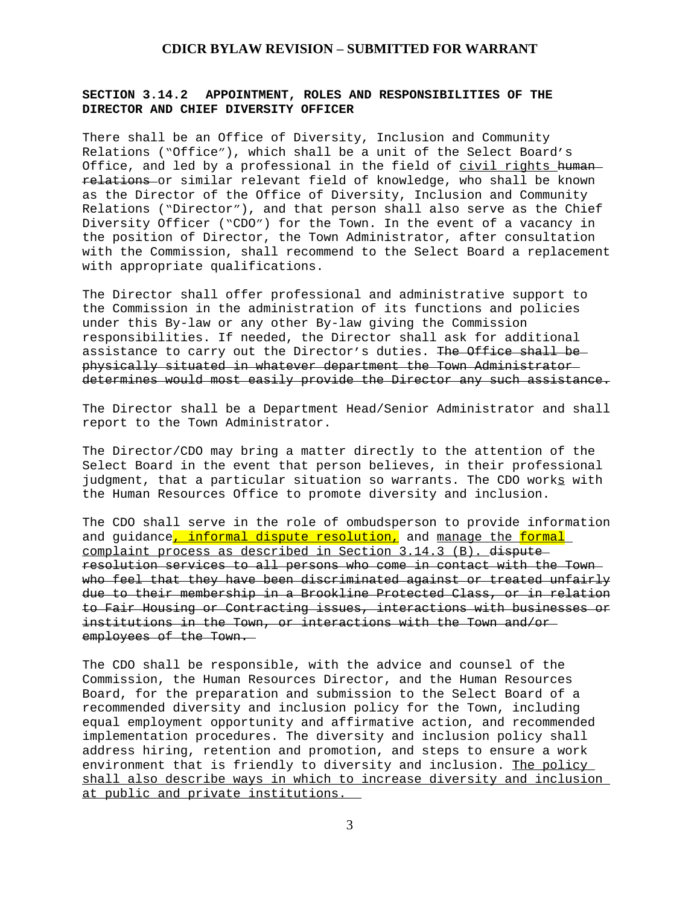**CDICR BYLAW REVISION – SUBMITTED FOR WARRANT**

**SECTION 3.14.2 APPOINTMENT, ROLES AND RESPONSIBILITIES OF THE DIRECTOR AND CHIEF DIVERSITY OFFICER**

There shall be an Office of Diversity, Inclusion and Community Relations ("Office"), which shall be a unit of the Select Board's Office, and led by a professional in the field of <u>civil rights</u> ~~human relations~~ or similar relevant field of knowledge, who shall be known as the Director of the Office of Diversity, Inclusion and Community Relations ("Director"), and that person shall also serve as the Chief Diversity Officer ("CDO") for the Town. In the event of a vacancy in the position of Director, the Town Administrator, after consultation with the Commission, shall recommend to the Select Board a replacement with appropriate qualifications.

The Director shall offer professional and administrative support to the Commission in the administration of its functions and policies under this By-law or any other By-law giving the Commission responsibilities. If needed, the Director shall ask for additional assistance to carry out the Director's duties. ~~The Office shall be physically situated in whatever department the Town Administrator determines would most easily provide the Director any such assistance.~~

The Director shall be a Department Head/Senior Administrator and shall report to the Town Administrator.

The Director/CDO may bring a matter directly to the attention of the Select Board in the event that person believes, in their professional judgment, that a particular situation so warrants. The CDO work<u>s</u> with the Human Resources Office to promote diversity and inclusion.

The CDO shall serve in the role of ombudsperson to provide information and guidance<u>, informal dispute resolution,</u> and <u>manage the formal complaint process as described in Section 3.14.3 (B).</u> ~~dispute resolution services to all persons who come in contact with the Town who feel that they have been discriminated against or treated unfairly due to their membership in a Brookline Protected Class, or in relation to Fair Housing or Contracting issues, interactions with businesses or institutions in the Town, or interactions with the Town and/or employees of the Town.~~

The CDO shall be responsible, with the advice and counsel of the Commission, the Human Resources Director, and the Human Resources Board, for the preparation and submission to the Select Board of a recommended diversity and inclusion policy for the Town, including equal employment opportunity and affirmative action, and recommended implementation procedures. The diversity and inclusion policy shall address hiring, retention and promotion, and steps to ensure a work environment that is friendly to diversity and inclusion. <u>The policy shall also describe ways in which to increase diversity and inclusion at public and private institutions.</u>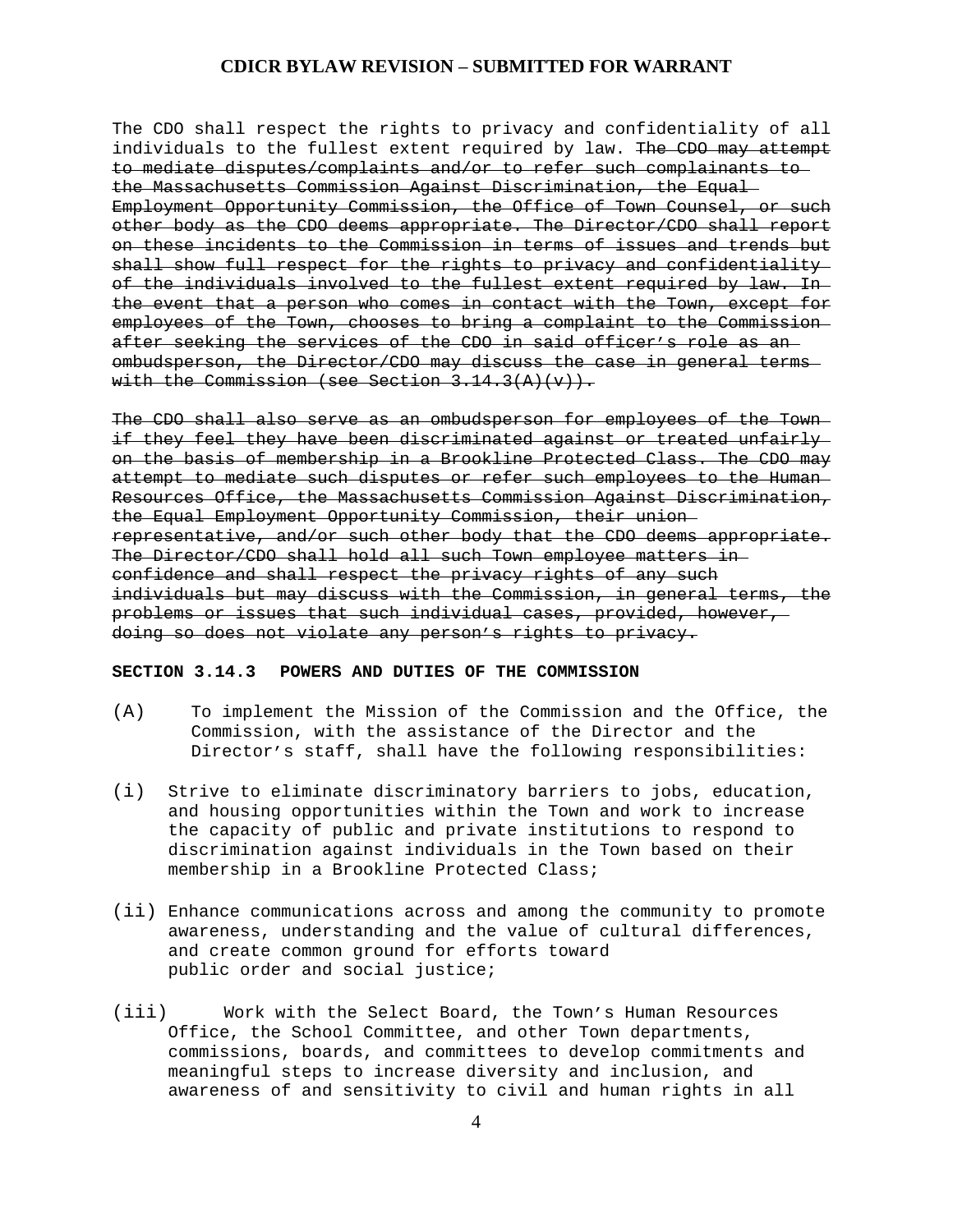The CDO shall respect the rights to privacy and confidentiality of all individuals to the fullest extent required by law. ~~The CDO may attempt to mediate disputes/complaints and/or to refer such complainants to the Massachusetts Commission Against Discrimination, the Equal Employment Opportunity Commission, the Office of Town Counsel, or such other body as the CDO deems appropriate. The Director/CDO shall report on these incidents to the Commission in terms of issues and trends but shall show full respect for the rights to privacy and confidentiality of the individuals involved to the fullest extent required by law. In the event that a person who comes in contact with the Town, except for employees of the Town, chooses to bring a complaint to the Commission after seeking the services of the CDO in said officer's role as an ombudsperson, the Director/CDO may discuss the case in general terms with the Commission (see Section 3.14.3(A)(v)).~~

~~The CDO shall also serve as an ombudsperson for employees of the Town if they feel they have been discriminated against or treated unfairly on the basis of membership in a Brookline Protected Class. The CDO may attempt to mediate such disputes or refer such employees to the Human Resources Office, the Massachusetts Commission Against Discrimination, the Equal Employment Opportunity Commission, their union representative, and/or such other body that the CDO deems appropriate. The Director/CDO shall hold all such Town employee matters in confidence and shall respect the privacy rights of any such individuals but may discuss with the Commission, in general terms, the problems or issues that such individual cases, provided, however, doing so does not violate any person's rights to privacy.~~

**SECTION 3.14.3 POWERS AND DUTIES OF THE COMMISSION**

(A) To implement the Mission of the Commission and the Office, the Commission, with the assistance of the Director and the Director's staff, shall have the following responsibilities:

(i) Strive to eliminate discriminatory barriers to jobs, education, and housing opportunities within the Town and work to increase the capacity of public and private institutions to respond to discrimination against individuals in the Town based on their membership in a Brookline Protected Class;

(ii) Enhance communications across and among the community to promote awareness, understanding and the value of cultural differences, and create common ground for efforts toward public order and social justice;

(iii) Work with the Select Board, the Town's Human Resources Office, the School Committee, and other Town departments, commissions, boards, and committees to develop commitments and meaningful steps to increase diversity and inclusion, and awareness of and sensitivity to civil and human rights in all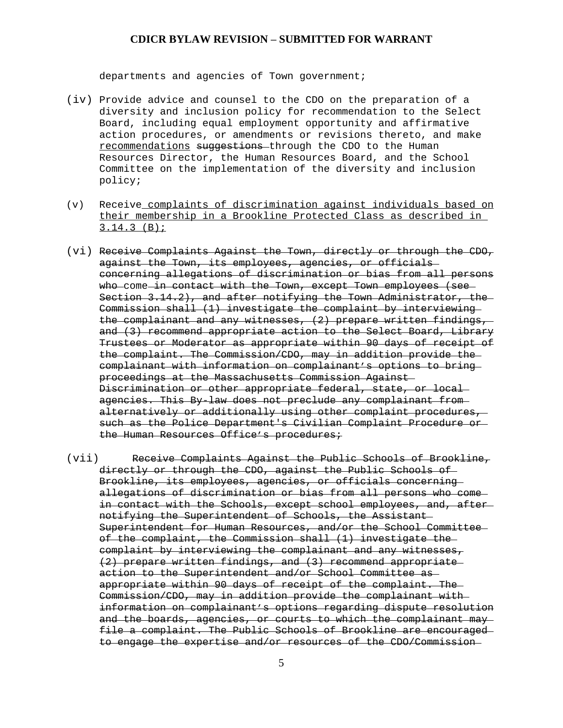departments and agencies of Town government;

(iv) Provide advice and counsel to the CDO on the preparation of a diversity and inclusion policy for recommendation to the Select Board, including equal employment opportunity and affirmative action procedures, or amendments or revisions thereto, and make <u>recommendations</u> ~~suggestions~~ through the CDO to the Human Resources Director, the Human Resources Board, and the School Committee on the implementation of the diversity and inclusion policy;

(v) Receive <u>complaints of discrimination against individuals based on their membership in a Brookline Protected Class as described in 3.14.3 (B);</u>

(vi) ~~Receive Complaints Against the Town, directly or through the CDO, against the Town, its employees, agencies, or officials concerning allegations of discrimination or bias from all persons who come in contact with the Town, except Town employees (see Section 3.14.2), and after notifying the Town Administrator, the Commission shall (1) investigate the complaint by interviewing the complainant and any witnesses, (2) prepare written findings, and (3) recommend appropriate action to the Select Board, Library Trustees or Moderator as appropriate within 90 days of receipt of the complaint. The Commission/CDO, may in addition provide the complainant with information on complainant's options to bring proceedings at the Massachusetts Commission Against Discrimination or other appropriate federal, state, or local agencies. This By-law does not preclude any complainant from alternatively or additionally using other complaint procedures, such as the Police Department's Civilian Complaint Procedure or the Human Resources Office's procedures;~~

(vii) ~~Receive Complaints Against the Public Schools of Brookline, directly or through the CDO, against the Public Schools of Brookline, its employees, agencies, or officials concerning allegations of discrimination or bias from all persons who come in contact with the Schools, except school employees, and, after notifying the Superintendent of Schools, the Assistant Superintendent for Human Resources, and/or the School Committee of the complaint, the Commission shall (1) investigate the complaint by interviewing the complainant and any witnesses, (2) prepare written findings, and (3) recommend appropriate action to the Superintendent and/or School Committee as appropriate within 90 days of receipt of the complaint. The Commission/CDO, may in addition provide the complainant with information on complainant's options regarding dispute resolution and the boards, agencies, or courts to which the complainant may file a complaint. The Public Schools of Brookline are encouraged to engage the expertise and/or resources of the CDO/Commission~~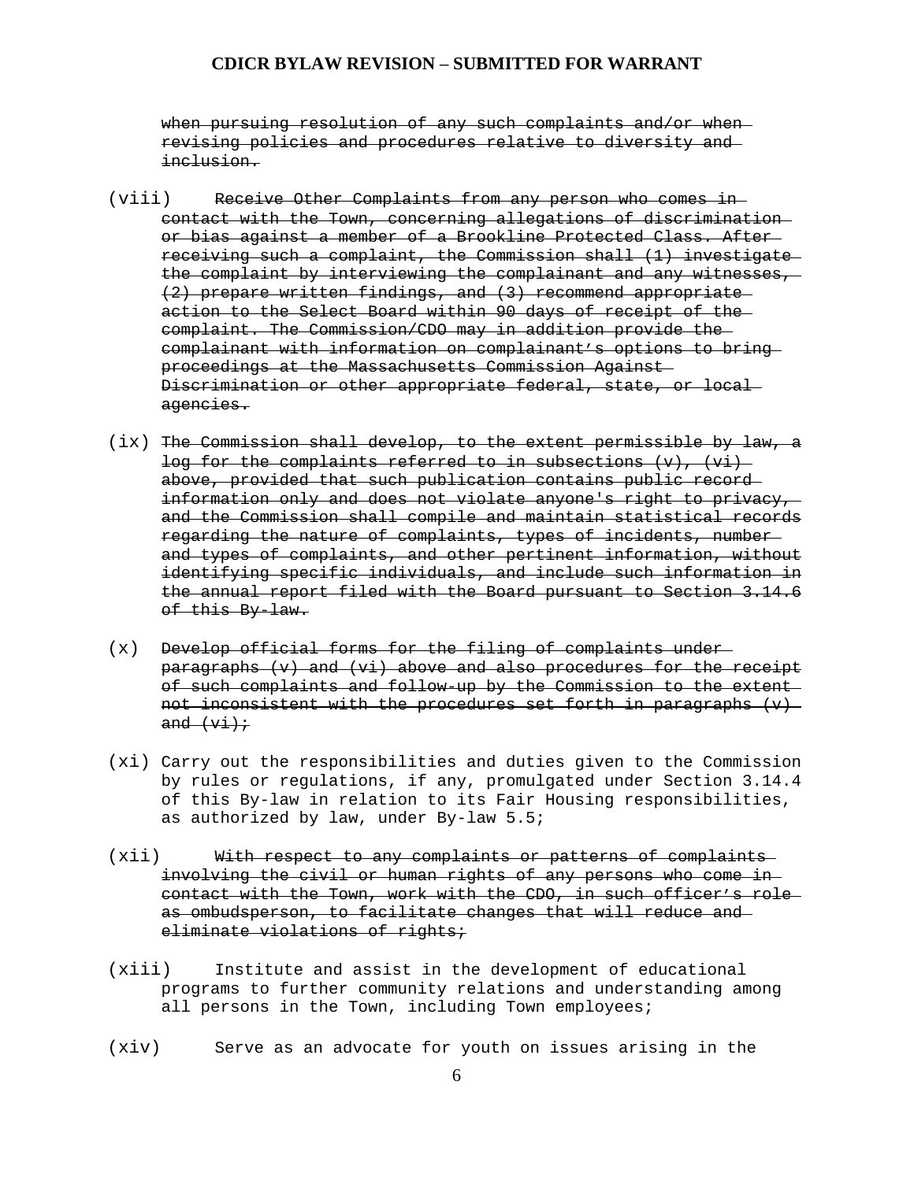~~when pursuing resolution of any such complaints and/or when revising policies and procedures relative to diversity and inclusion.~~

(viii) ~~Receive Other Complaints from any person who comes in contact with the Town, concerning allegations of discrimination or bias against a member of a Brookline Protected Class. After receiving such a complaint, the Commission shall (1) investigate the complaint by interviewing the complainant and any witnesses, (2) prepare written findings, and (3) recommend appropriate action to the Select Board within 90 days of receipt of the complaint. The Commission/CDO may in addition provide the complainant with information on complainant's options to bring proceedings at the Massachusetts Commission Against Discrimination or other appropriate federal, state, or local agencies.~~

(ix) ~~The Commission shall develop, to the extent permissible by law, a log for the complaints referred to in subsections (v), (vi) above, provided that such publication contains public record information only and does not violate anyone's right to privacy, and the Commission shall compile and maintain statistical records regarding the nature of complaints, types of incidents, number and types of complaints, and other pertinent information, without identifying specific individuals, and include such information in the annual report filed with the Board pursuant to Section 3.14.6 of this By-law.~~

(x) ~~Develop official forms for the filing of complaints under paragraphs (v) and (vi) above and also procedures for the receipt of such complaints and follow-up by the Commission to the extent not inconsistent with the procedures set forth in paragraphs (v) and (vi);~~

(xi) Carry out the responsibilities and duties given to the Commission by rules or regulations, if any, promulgated under Section 3.14.4 of this By-law in relation to its Fair Housing responsibilities, as authorized by law, under By-law 5.5;

(xii) ~~With respect to any complaints or patterns of complaints involving the civil or human rights of any persons who come in contact with the Town, work with the CDO, in such officer's role as ombudsperson, to facilitate changes that will reduce and eliminate violations of rights;~~

(xiii) Institute and assist in the development of educational programs to further community relations and understanding among all persons in the Town, including Town employees;

(xiv) Serve as an advocate for youth on issues arising in the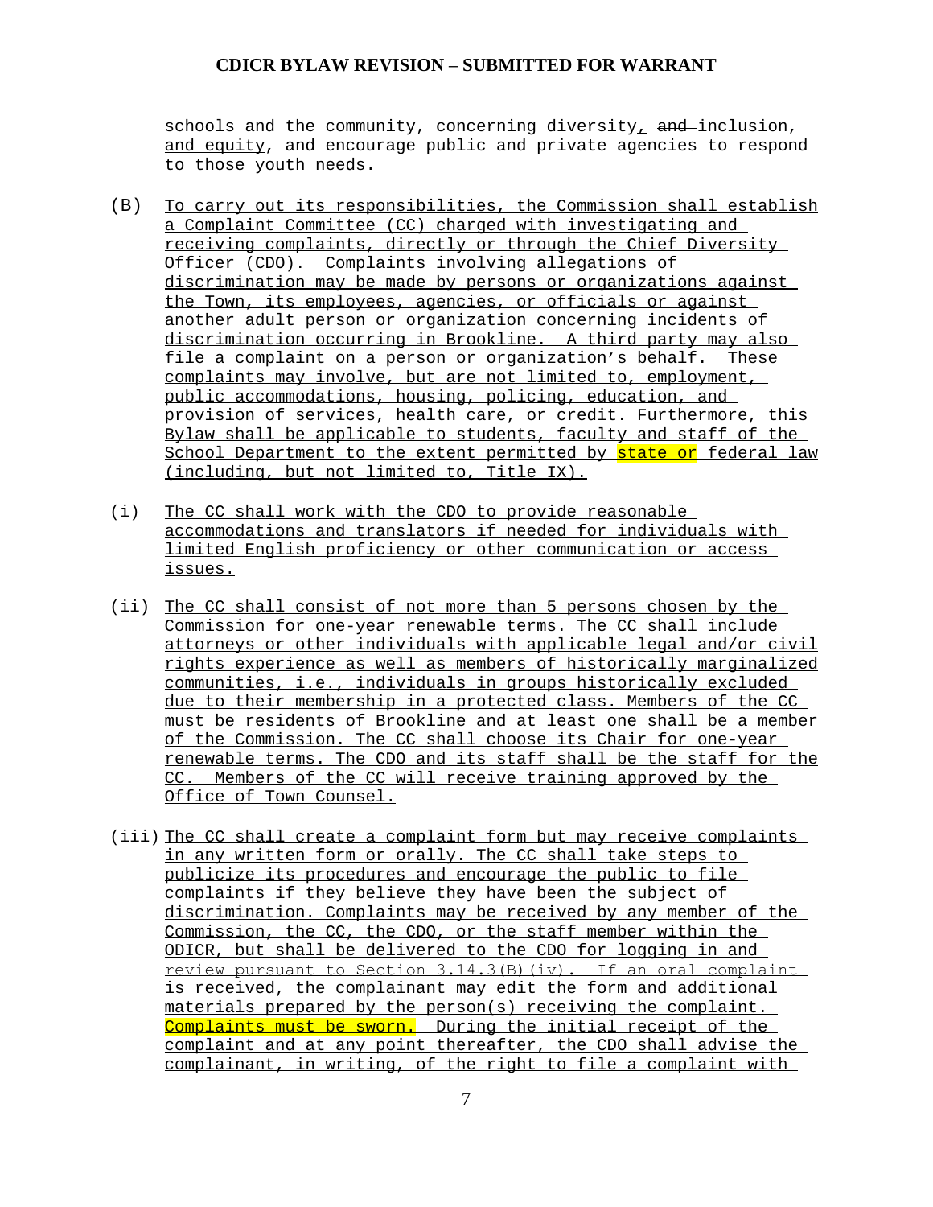schools and the community, concerning diversity, ~~and~~ inclusion, and equity, and encourage public and private agencies to respond to those youth needs.

(B) To carry out its responsibilities, the Commission shall establish a Complaint Committee (CC) charged with investigating and receiving complaints, directly or through the Chief Diversity Officer (CDO). Complaints involving allegations of discrimination may be made by persons or organizations against the Town, its employees, agencies, or officials or against another adult person or organization concerning incidents of discrimination occurring in Brookline. A third party may also file a complaint on a person or organization's behalf. These complaints may involve, but are not limited to, employment, public accommodations, housing, policing, education, and provision of services, health care, or credit. Furthermore, this Bylaw shall be applicable to students, faculty and staff of the School Department to the extent permitted by state or federal law (including, but not limited to, Title IX).

(i) The CC shall work with the CDO to provide reasonable accommodations and translators if needed for individuals with limited English proficiency or other communication or access issues.

(ii) The CC shall consist of not more than 5 persons chosen by the Commission for one-year renewable terms. The CC shall include attorneys or other individuals with applicable legal and/or civil rights experience as well as members of historically marginalized communities, i.e., individuals in groups historically excluded due to their membership in a protected class. Members of the CC must be residents of Brookline and at least one shall be a member of the Commission. The CC shall choose its Chair for one-year renewable terms. The CDO and its staff shall be the staff for the CC. Members of the CC will receive training approved by the Office of Town Counsel.

(iii) The CC shall create a complaint form but may receive complaints in any written form or orally. The CC shall take steps to publicize its procedures and encourage the public to file complaints if they believe they have been the subject of discrimination. Complaints may be received by any member of the Commission, the CC, the CDO, or the staff member within the ODICR, but shall be delivered to the CDO for logging in and review pursuant to Section 3.14.3(B)(iv). If an oral complaint is received, the complainant may edit the form and additional materials prepared by the person(s) receiving the complaint. Complaints must be sworn. During the initial receipt of the complaint and at any point thereafter, the CDO shall advise the complainant, in writing, of the right to file a complaint with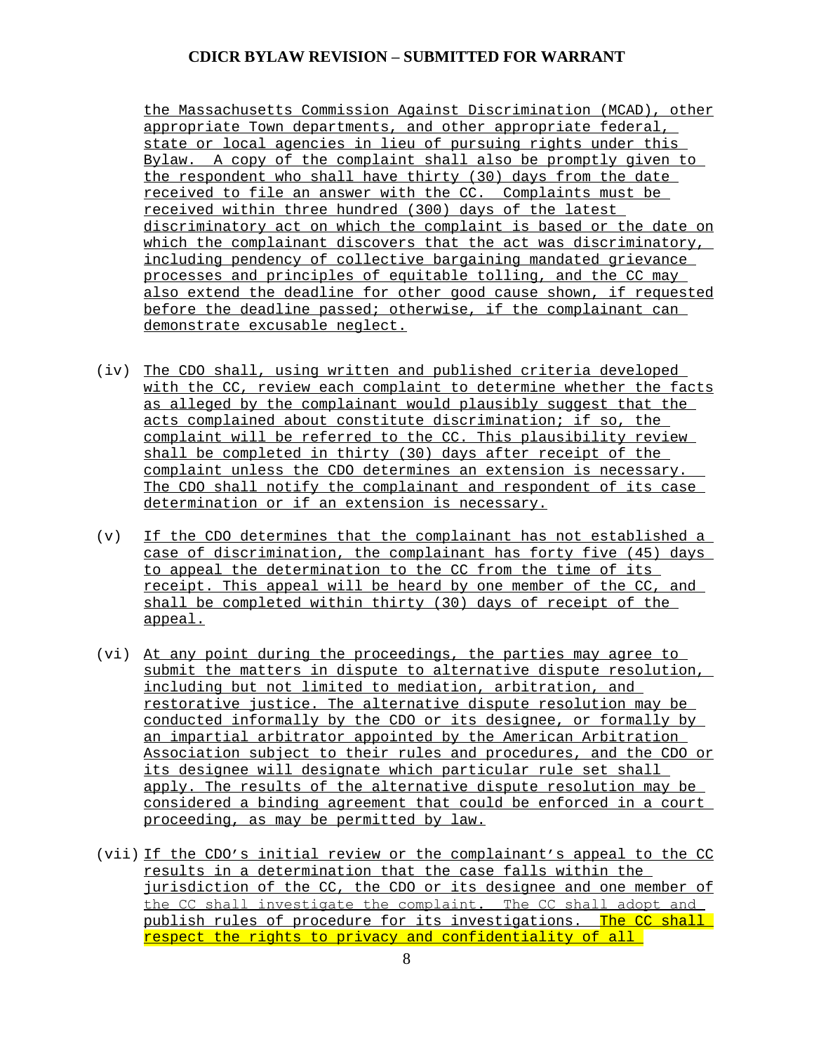the Massachusetts Commission Against Discrimination (MCAD), other appropriate Town departments, and other appropriate federal, state or local agencies in lieu of pursuing rights under this Bylaw. A copy of the complaint shall also be promptly given to the respondent who shall have thirty (30) days from the date received to file an answer with the CC. Complaints must be received within three hundred (300) days of the latest discriminatory act on which the complaint is based or the date on which the complainant discovers that the act was discriminatory, including pendency of collective bargaining mandated grievance processes and principles of equitable tolling, and the CC may also extend the deadline for other good cause shown, if requested before the deadline passed; otherwise, if the complainant can demonstrate excusable neglect.

(iv) The CDO shall, using written and published criteria developed with the CC, review each complaint to determine whether the facts as alleged by the complainant would plausibly suggest that the acts complained about constitute discrimination; if so, the complaint will be referred to the CC. This plausibility review shall be completed in thirty (30) days after receipt of the complaint unless the CDO determines an extension is necessary. The CDO shall notify the complainant and respondent of its case determination or if an extension is necessary.

(v) If the CDO determines that the complainant has not established a case of discrimination, the complainant has forty five (45) days to appeal the determination to the CC from the time of its receipt. This appeal will be heard by one member of the CC, and shall be completed within thirty (30) days of receipt of the appeal.

(vi) At any point during the proceedings, the parties may agree to submit the matters in dispute to alternative dispute resolution, including but not limited to mediation, arbitration, and restorative justice. The alternative dispute resolution may be conducted informally by the CDO or its designee, or formally by an impartial arbitrator appointed by the American Arbitration Association subject to their rules and procedures, and the CDO or its designee will designate which particular rule set shall apply. The results of the alternative dispute resolution may be considered a binding agreement that could be enforced in a court proceeding, as may be permitted by law.

(vii) If the CDO's initial review or the complainant's appeal to the CC results in a determination that the case falls within the jurisdiction of the CC, the CDO or its designee and one member of the CC shall investigate the complaint. The CC shall adopt and publish rules of procedure for its investigations. The CC shall respect the rights to privacy and confidentiality of all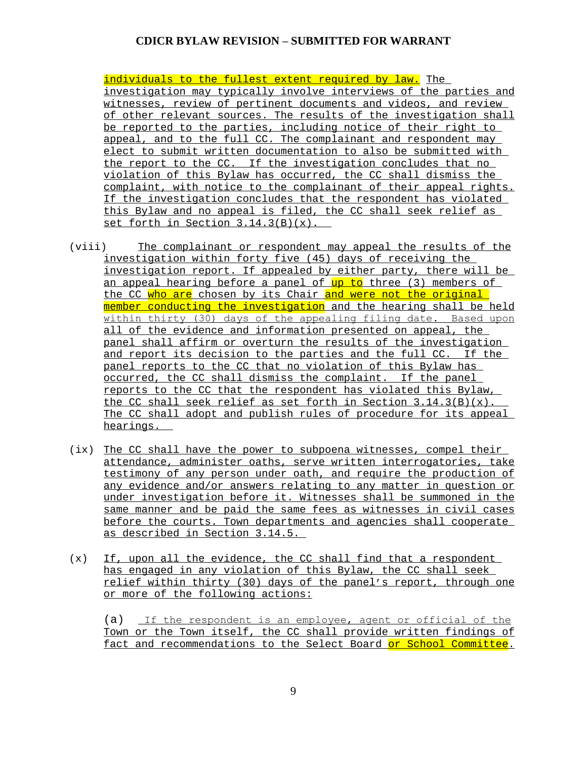individuals to the fullest extent required by law. The investigation may typically involve interviews of the parties and witnesses, review of pertinent documents and videos, and review of other relevant sources. The results of the investigation shall be reported to the parties, including notice of their right to appeal, and to the full CC. The complainant and respondent may elect to submit written documentation to also be submitted with the report to the CC. If the investigation concludes that no violation of this Bylaw has occurred, the CC shall dismiss the complaint, with notice to the complainant of their appeal rights. If the investigation concludes that the respondent has violated this Bylaw and no appeal is filed, the CC shall seek relief as set forth in Section 3.14.3(B)(x).

(viii) The complainant or respondent may appeal the results of the investigation within forty five (45) days of receiving the investigation report. If appealed by either party, there will be an appeal hearing before a panel of up to three (3) members of the CC who are chosen by its Chair and were not the original member conducting the investigation and the hearing shall be held within thirty (30) days of the appealing filing date. Based upon all of the evidence and information presented on appeal, the panel shall affirm or overturn the results of the investigation and report its decision to the parties and the full CC. If the panel reports to the CC that no violation of this Bylaw has occurred, the CC shall dismiss the complaint. If the panel reports to the CC that the respondent has violated this Bylaw, the CC shall seek relief as set forth in Section 3.14.3(B)(x). The CC shall adopt and publish rules of procedure for its appeal hearings.

(ix) The CC shall have the power to subpoena witnesses, compel their attendance, administer oaths, serve written interrogatories, take testimony of any person under oath, and require the production of any evidence and/or answers relating to any matter in question or under investigation before it. Witnesses shall be summoned in the same manner and be paid the same fees as witnesses in civil cases before the courts. Town departments and agencies shall cooperate as described in Section 3.14.5.

(x) If, upon all the evidence, the CC shall find that a respondent has engaged in any violation of this Bylaw, the CC shall seek relief within thirty (30) days of the panel's report, through one or more of the following actions:

(a) If the respondent is an employee, agent or official of the Town or the Town itself, the CC shall provide written findings of fact and recommendations to the Select Board or School Committee.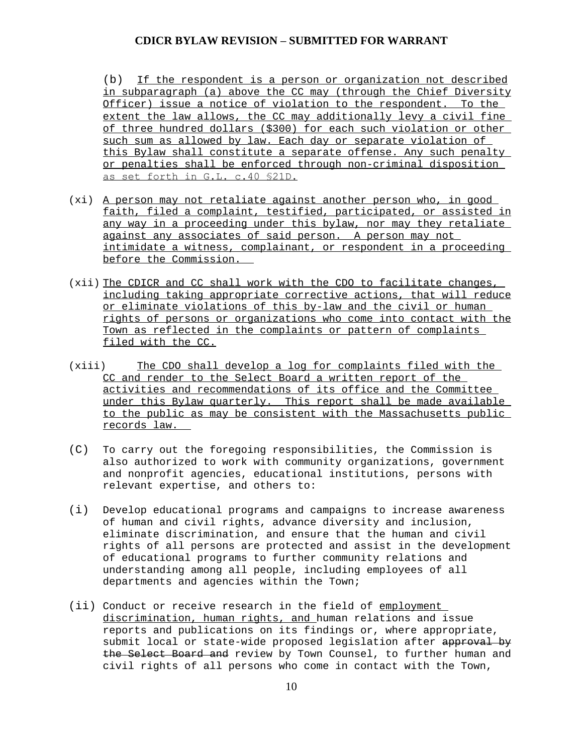(b) If the respondent is a person or organization not described in subparagraph (a) above the CC may (through the Chief Diversity Officer) issue a notice of violation to the respondent. To the extent the law allows, the CC may additionally levy a civil fine of three hundred dollars ($300) for each such violation or other such sum as allowed by law. Each day or separate violation of this Bylaw shall constitute a separate offense. Any such penalty or penalties shall be enforced through non-criminal disposition as set forth in G.L. c.40 §21D.

(xi) A person may not retaliate against another person who, in good faith, filed a complaint, testified, participated, or assisted in any way in a proceeding under this bylaw, nor may they retaliate against any associates of said person. A person may not intimidate a witness, complainant, or respondent in a proceeding before the Commission.

(xii) The CDICR and CC shall work with the CDO to facilitate changes, including taking appropriate corrective actions, that will reduce or eliminate violations of this by-law and the civil or human rights of persons or organizations who come into contact with the Town as reflected in the complaints or pattern of complaints filed with the CC.

(xiii) The CDO shall develop a log for complaints filed with the CC and render to the Select Board a written report of the activities and recommendations of its office and the Committee under this Bylaw quarterly. This report shall be made available to the public as may be consistent with the Massachusetts public records law.

(C) To carry out the foregoing responsibilities, the Commission is also authorized to work with community organizations, government and nonprofit agencies, educational institutions, persons with relevant expertise, and others to:

(i) Develop educational programs and campaigns to increase awareness of human and civil rights, advance diversity and inclusion, eliminate discrimination, and ensure that the human and civil rights of all persons are protected and assist in the development of educational programs to further community relations and understanding among all people, including employees of all departments and agencies within the Town;

(ii) Conduct or receive research in the field of employment discrimination, human rights, and human relations and issue reports and publications on its findings or, where appropriate, submit local or state-wide proposed legislation after ~~approval by the Select Board and~~ review by Town Counsel, to further human and civil rights of all persons who come in contact with the Town,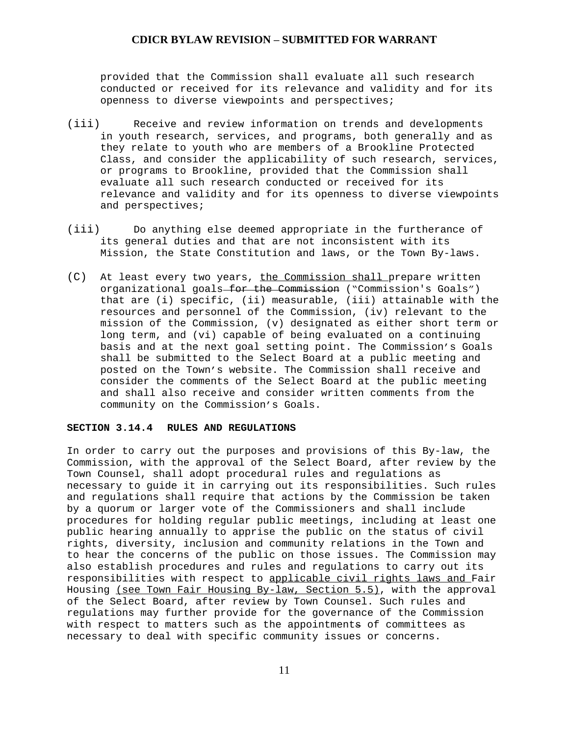provided that the Commission shall evaluate all such research conducted or received for its relevance and validity and for its openness to diverse viewpoints and perspectives;

(iii) Receive and review information on trends and developments in youth research, services, and programs, both generally and as they relate to youth who are members of a Brookline Protected Class, and consider the applicability of such research, services, or programs to Brookline, provided that the Commission shall evaluate all such research conducted or received for its relevance and validity and for its openness to diverse viewpoints and perspectives;

(iii) Do anything else deemed appropriate in the furtherance of its general duties and that are not inconsistent with its Mission, the State Constitution and laws, or the Town By-laws.

(C) At least every two years, <u>the Commission shall</u> prepare written organizational goals ~~for the Commission~~ ("Commission's Goals") that are (i) specific, (ii) measurable, (iii) attainable with the resources and personnel of the Commission, (iv) relevant to the mission of the Commission, (v) designated as either short term or long term, and (vi) capable of being evaluated on a continuing basis and at the next goal setting point. The Commission's Goals shall be submitted to the Select Board at a public meeting and posted on the Town's website. The Commission shall receive and consider the comments of the Select Board at the public meeting and shall also receive and consider written comments from the community on the Commission's Goals.

**SECTION 3.14.4 RULES AND REGULATIONS**

In order to carry out the purposes and provisions of this By-law, the Commission, with the approval of the Select Board, after review by the Town Counsel, shall adopt procedural rules and regulations as necessary to guide it in carrying out its responsibilities. Such rules and regulations shall require that actions by the Commission be taken by a quorum or larger vote of the Commissioners and shall include procedures for holding regular public meetings, including at least one public hearing annually to apprise the public on the status of civil rights, diversity, inclusion and community relations in the Town and to hear the concerns of the public on those issues. The Commission may also establish procedures and rules and regulations to carry out its responsibilities with respect to <u>applicable civil rights laws and</u> Fair Housing <u>(see Town Fair Housing By-law, Section 5.5)</u>, with the approval of the Select Board, after review by Town Counsel. Such rules and regulations may further provide for the governance of the Commission with respect to matters such as the appointment~~s~~ of committees as necessary to deal with specific community issues or concerns.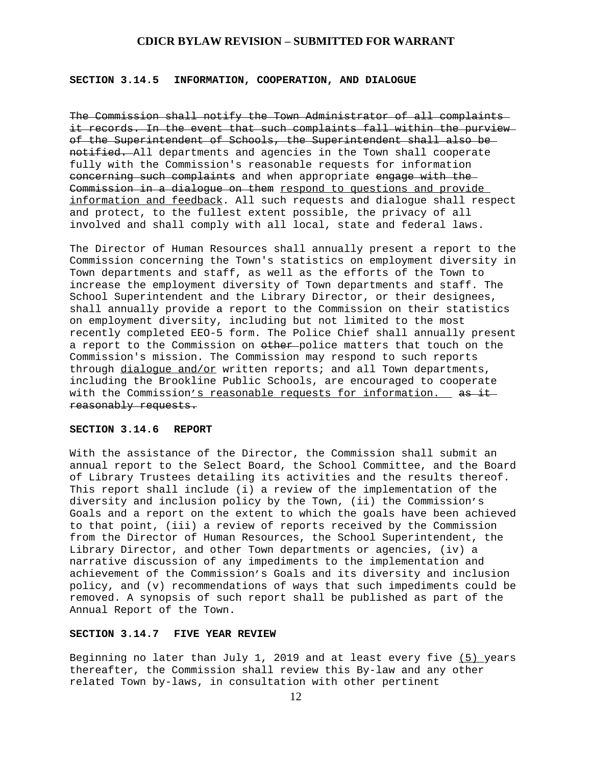**SECTION 3.14.5 INFORMATION, COOPERATION, AND DIALOGUE**

~~The Commission shall notify the Town Administrator of all complaints it records. In the event that such complaints fall within the purview of the Superintendent of Schools, the Superintendent shall also be notified.~~ All departments and agencies in the Town shall cooperate fully with the Commission's reasonable requests for information ~~concerning such complaints~~ and when appropriate ~~engage with the Commission in a dialogue on them~~ <u>respond to questions and provide information and feedback</u>. All such requests and dialogue shall respect and protect, to the fullest extent possible, the privacy of all involved and shall comply with all local, state and federal laws.

The Director of Human Resources shall annually present a report to the Commission concerning the Town's statistics on employment diversity in Town departments and staff, as well as the efforts of the Town to increase the employment diversity of Town departments and staff. The School Superintendent and the Library Director, or their designees, shall annually provide a report to the Commission on their statistics on employment diversity, including but not limited to the most recently completed EEO-5 form. The Police Chief shall annually present a report to the Commission on ~~other~~ police matters that touch on the Commission's mission. The Commission may respond to such reports through <u>dialogue and/or</u> written reports; and all Town departments, including the Brookline Public Schools, are encouraged to cooperate with the Commission<u>'s reasonable requests for information.</u> ~~as it reasonably requests.~~

**SECTION 3.14.6 REPORT**

With the assistance of the Director, the Commission shall submit an annual report to the Select Board, the School Committee, and the Board of Library Trustees detailing its activities and the results thereof. This report shall include (i) a review of the implementation of the diversity and inclusion policy by the Town, (ii) the Commission's Goals and a report on the extent to which the goals have been achieved to that point, (iii) a review of reports received by the Commission from the Director of Human Resources, the School Superintendent, the Library Director, and other Town departments or agencies, (iv) a narrative discussion of any impediments to the implementation and achievement of the Commission's Goals and its diversity and inclusion policy, and (v) recommendations of ways that such impediments could be removed. A synopsis of such report shall be published as part of the Annual Report of the Town.

**SECTION 3.14.7 FIVE YEAR REVIEW**

Beginning no later than July 1, 2019 and at least every five <u>(5)</u> years thereafter, the Commission shall review this By-law and any other related Town by-laws, in consultation with other pertinent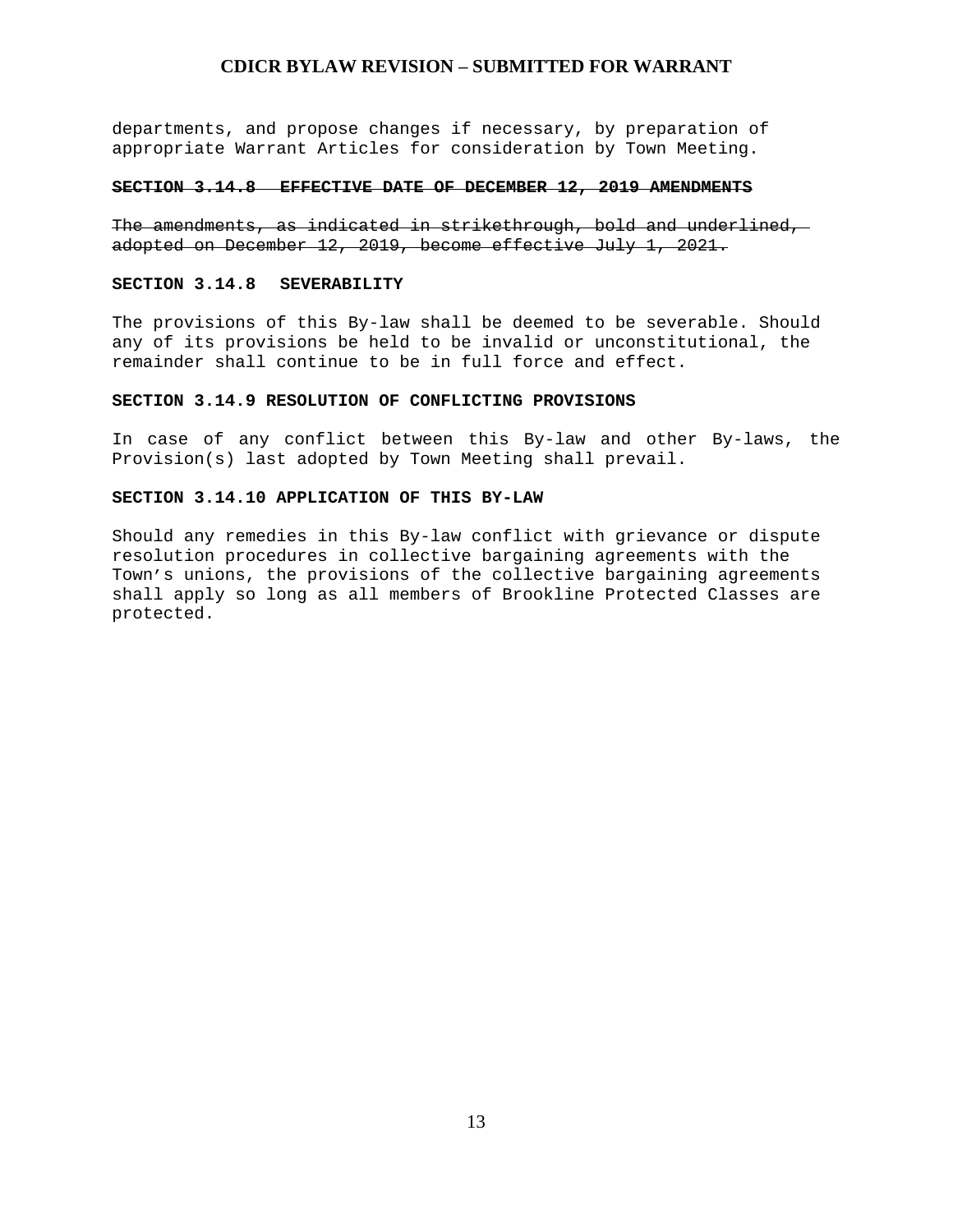departments, and propose changes if necessary, by preparation of appropriate Warrant Articles for consideration by Town Meeting.

~~**SECTION 3.14.8 EFFECTIVE DATE OF DECEMBER 12, 2019 AMENDMENTS**~~

~~The amendments, as indicated in strikethrough, bold and underlined, adopted on December 12, 2019, become effective July 1, 2021.~~

**SECTION 3.14.8 SEVERABILITY**

The provisions of this By-law shall be deemed to be severable. Should any of its provisions be held to be invalid or unconstitutional, the remainder shall continue to be in full force and effect.

**SECTION 3.14.9 RESOLUTION OF CONFLICTING PROVISIONS**

In case of any conflict between this By-law and other By-laws, the Provision(s) last adopted by Town Meeting shall prevail.

**SECTION 3.14.10 APPLICATION OF THIS BY-LAW**

Should any remedies in this By-law conflict with grievance or dispute resolution procedures in collective bargaining agreements with the Town's unions, the provisions of the collective bargaining agreements shall apply so long as all members of Brookline Protected Classes are protected.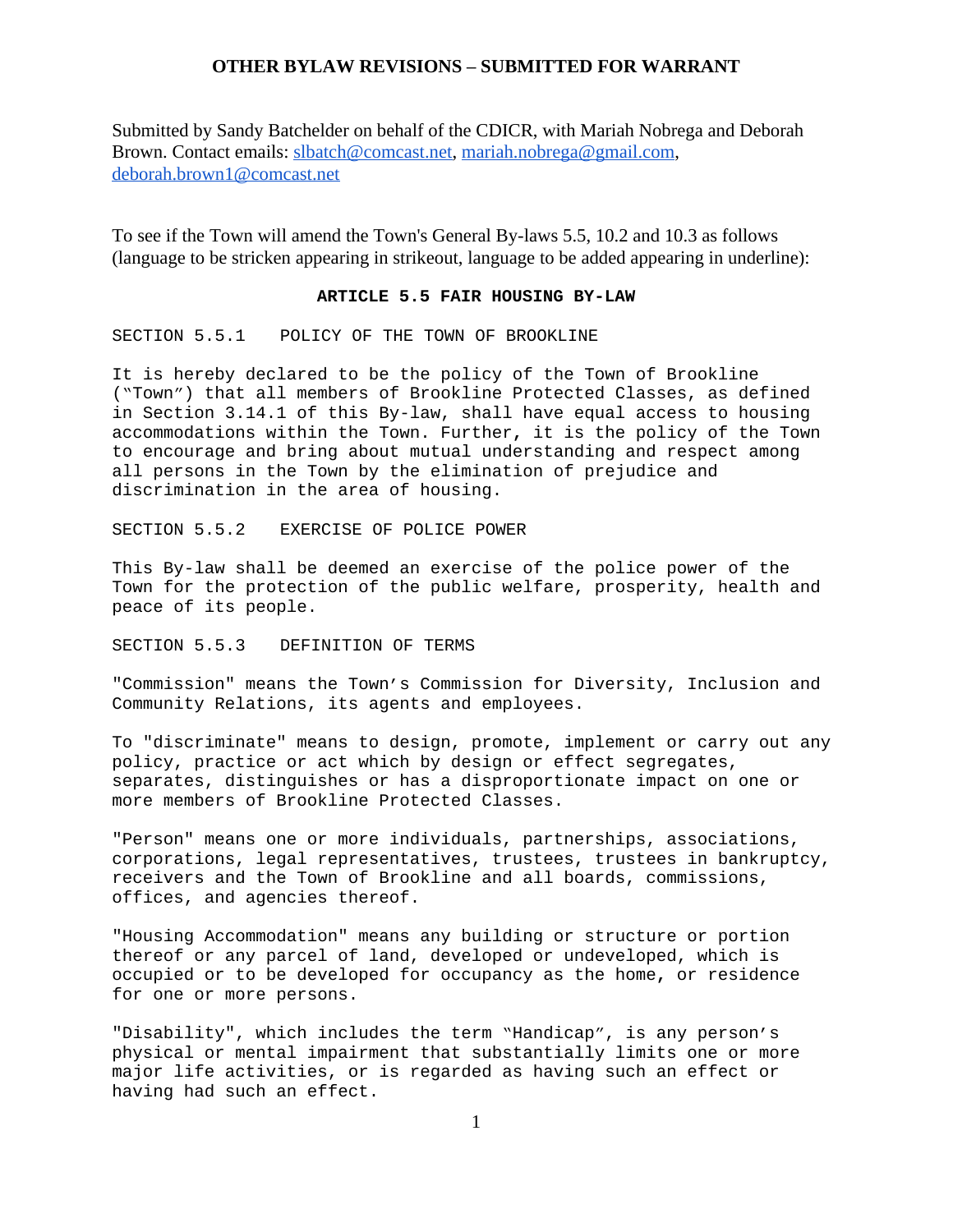## OTHER BYLAW REVISIONS – SUBMITTED FOR WARRANT

Submitted by Sandy Batchelder on behalf of the CDICR, with Mariah Nobrega and Deborah Brown. Contact emails: slbatch@comcast.net, mariah.nobrega@gmail.com, deborah.brown1@comcast.net

To see if the Town will amend the Town's General By-laws 5.5, 10.2 and 10.3 as follows (language to be stricken appearing in strikeout, language to be added appearing in underline):

### ARTICLE 5.5 FAIR HOUSING BY-LAW

SECTION 5.5.1 POLICY OF THE TOWN OF BROOKLINE

It is hereby declared to be the policy of the Town of Brookline ("Town") that all members of Brookline Protected Classes, as defined in Section 3.14.1 of this By-law, shall have equal access to housing accommodations within the Town. Further, it is the policy of the Town to encourage and bring about mutual understanding and respect among all persons in the Town by the elimination of prejudice and discrimination in the area of housing.

SECTION 5.5.2 EXERCISE OF POLICE POWER

This By-law shall be deemed an exercise of the police power of the Town for the protection of the public welfare, prosperity, health and peace of its people.

SECTION 5.5.3 DEFINITION OF TERMS

"Commission" means the Town's Commission for Diversity, Inclusion and Community Relations, its agents and employees.

To "discriminate" means to design, promote, implement or carry out any policy, practice or act which by design or effect segregates, separates, distinguishes or has a disproportionate impact on one or more members of Brookline Protected Classes.

"Person" means one or more individuals, partnerships, associations, corporations, legal representatives, trustees, trustees in bankruptcy, receivers and the Town of Brookline and all boards, commissions, offices, and agencies thereof.

"Housing Accommodation" means any building or structure or portion thereof or any parcel of land, developed or undeveloped, which is occupied or to be developed for occupancy as the home, or residence for one or more persons.

"Disability", which includes the term "Handicap", is any person's physical or mental impairment that substantially limits one or more major life activities, or is regarded as having such an effect or having had such an effect.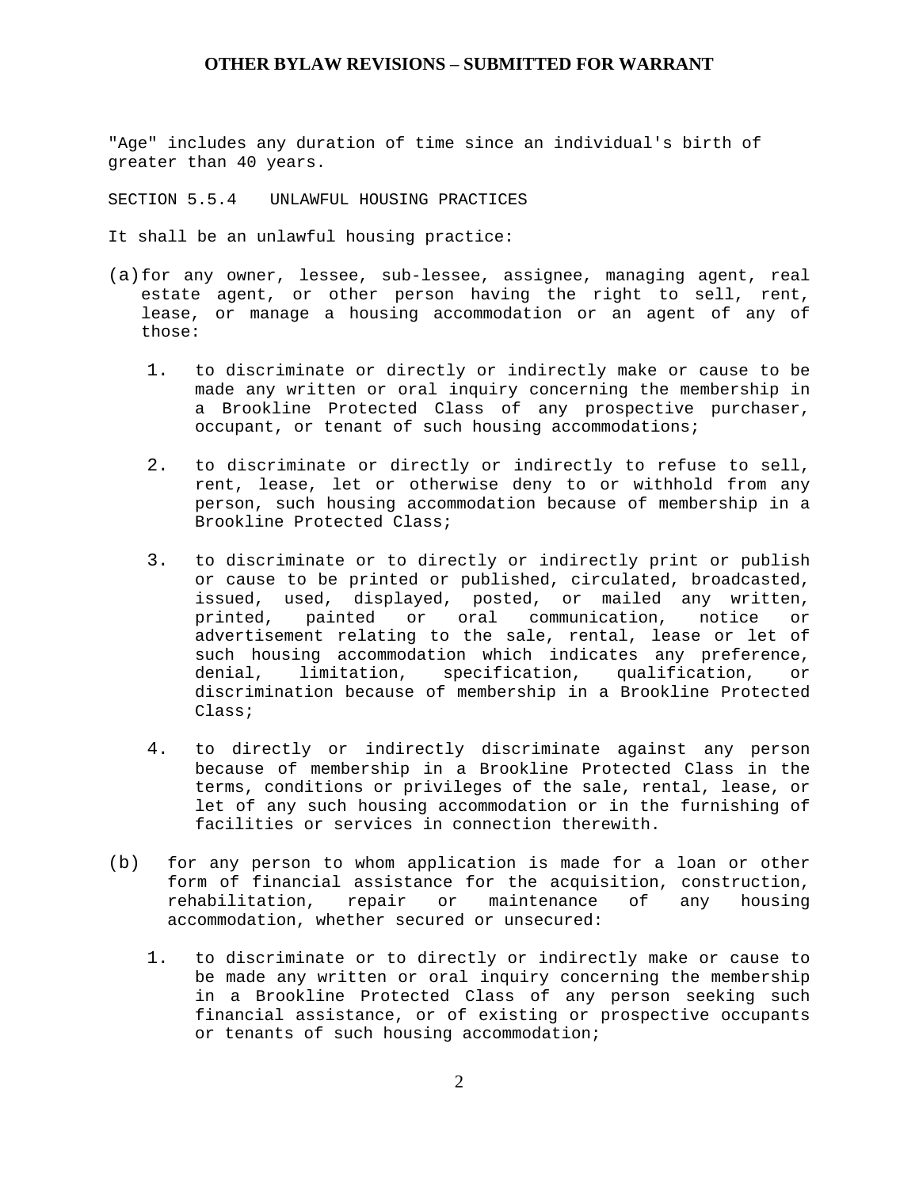"Age" includes any duration of time since an individual's birth of greater than 40 years.

SECTION 5.5.4 UNLAWFUL HOUSING PRACTICES

It shall be an unlawful housing practice:

(a) for any owner, lessee, sub-lessee, assignee, managing agent, real estate agent, or other person having the right to sell, rent, lease, or manage a housing accommodation or an agent of any of those:

1. to discriminate or directly or indirectly make or cause to be made any written or oral inquiry concerning the membership in a Brookline Protected Class of any prospective purchaser, occupant, or tenant of such housing accommodations;

2. to discriminate or directly or indirectly to refuse to sell, rent, lease, let or otherwise deny to or withhold from any person, such housing accommodation because of membership in a Brookline Protected Class;

3. to discriminate or to directly or indirectly print or publish or cause to be printed or published, circulated, broadcasted, issued, used, displayed, posted, or mailed any written, printed, painted or oral communication, notice or advertisement relating to the sale, rental, lease or let of such housing accommodation which indicates any preference, denial, limitation, specification, qualification, or discrimination because of membership in a Brookline Protected Class;

4. to directly or indirectly discriminate against any person because of membership in a Brookline Protected Class in the terms, conditions or privileges of the sale, rental, lease, or let of any such housing accommodation or in the furnishing of facilities or services in connection therewith.

(b) for any person to whom application is made for a loan or other form of financial assistance for the acquisition, construction, rehabilitation, repair or maintenance of any housing accommodation, whether secured or unsecured:

1. to discriminate or to directly or indirectly make or cause to be made any written or oral inquiry concerning the membership in a Brookline Protected Class of any person seeking such financial assistance, or of existing or prospective occupants or tenants of such housing accommodation;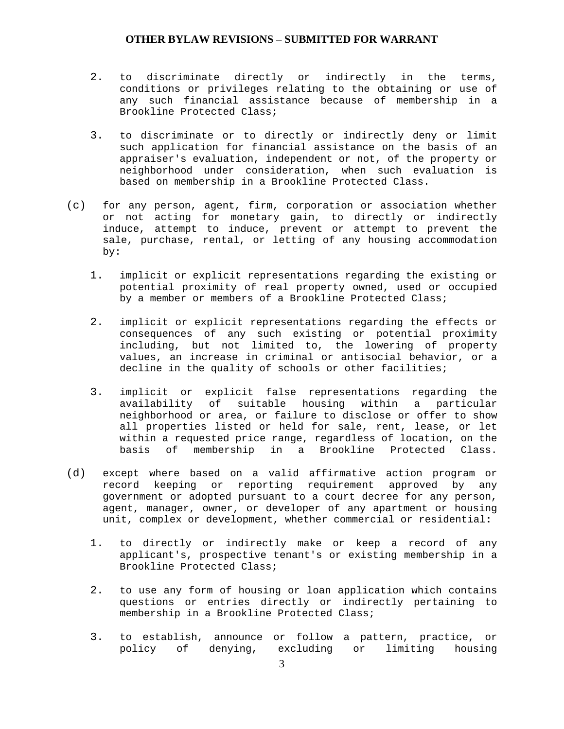2. to discriminate directly or indirectly in the terms, conditions or privileges relating to the obtaining or use of any such financial assistance because of membership in a Brookline Protected Class;

3. to discriminate or to directly or indirectly deny or limit such application for financial assistance on the basis of an appraiser's evaluation, independent or not, of the property or neighborhood under consideration, when such evaluation is based on membership in a Brookline Protected Class.

(c) for any person, agent, firm, corporation or association whether or not acting for monetary gain, to directly or indirectly induce, attempt to induce, prevent or attempt to prevent the sale, purchase, rental, or letting of any housing accommodation by:

1. implicit or explicit representations regarding the existing or potential proximity of real property owned, used or occupied by a member or members of a Brookline Protected Class;

2. implicit or explicit representations regarding the effects or consequences of any such existing or potential proximity including, but not limited to, the lowering of property values, an increase in criminal or antisocial behavior, or a decline in the quality of schools or other facilities;

3. implicit or explicit false representations regarding the availability of suitable housing within a particular neighborhood or area, or failure to disclose or offer to show all properties listed or held for sale, rent, lease, or let within a requested price range, regardless of location, on the basis of membership in a Brookline Protected Class.

(d) except where based on a valid affirmative action program or record keeping or reporting requirement approved by any government or adopted pursuant to a court decree for any person, agent, manager, owner, or developer of any apartment or housing unit, complex or development, whether commercial or residential:

1. to directly or indirectly make or keep a record of any applicant's, prospective tenant's or existing membership in a Brookline Protected Class;

2. to use any form of housing or loan application which contains questions or entries directly or indirectly pertaining to membership in a Brookline Protected Class;

3. to establish, announce or follow a pattern, practice, or policy of denying, excluding or limiting housing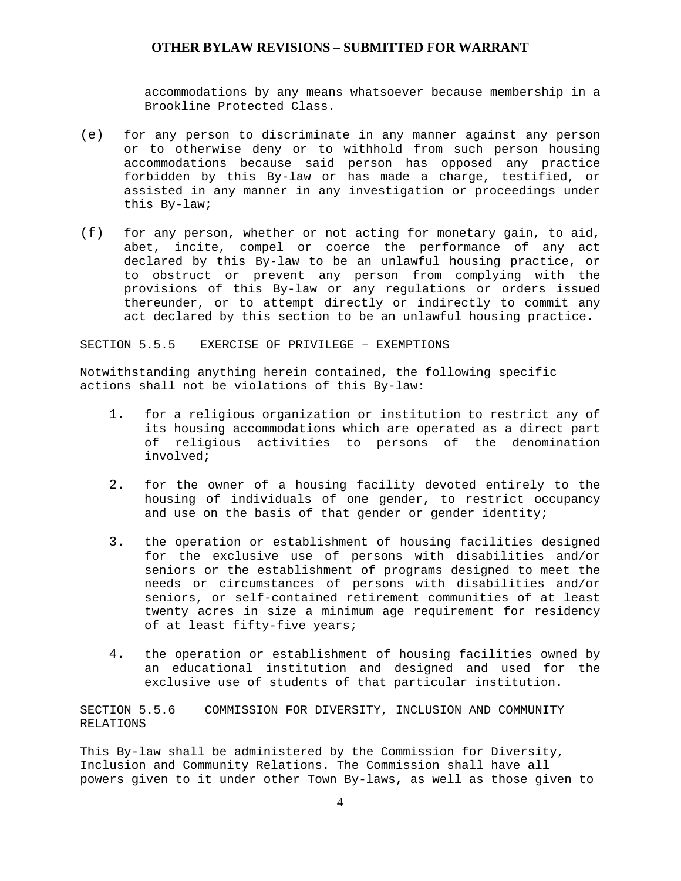accommodations by any means whatsoever because membership in a Brookline Protected Class.

(e) for any person to discriminate in any manner against any person or to otherwise deny or to withhold from such person housing accommodations because said person has opposed any practice forbidden by this By-law or has made a charge, testified, or assisted in any manner in any investigation or proceedings under this By-law;

(f) for any person, whether or not acting for monetary gain, to aid, abet, incite, compel or coerce the performance of any act declared by this By-law to be an unlawful housing practice, or to obstruct or prevent any person from complying with the provisions of this By-law or any regulations or orders issued thereunder, or to attempt directly or indirectly to commit any act declared by this section to be an unlawful housing practice.

SECTION 5.5.5 EXERCISE OF PRIVILEGE – EXEMPTIONS

Notwithstanding anything herein contained, the following specific actions shall not be violations of this By-law:

1. for a religious organization or institution to restrict any of its housing accommodations which are operated as a direct part of religious activities to persons of the denomination involved;

2. for the owner of a housing facility devoted entirely to the housing of individuals of one gender, to restrict occupancy and use on the basis of that gender or gender identity;

3. the operation or establishment of housing facilities designed for the exclusive use of persons with disabilities and/or seniors or the establishment of programs designed to meet the needs or circumstances of persons with disabilities and/or seniors, or self-contained retirement communities of at least twenty acres in size a minimum age requirement for residency of at least fifty-five years;

4. the operation or establishment of housing facilities owned by an educational institution and designed and used for the exclusive use of students of that particular institution.

SECTION 5.5.6 COMMISSION FOR DIVERSITY, INCLUSION AND COMMUNITY RELATIONS

This By-law shall be administered by the Commission for Diversity, Inclusion and Community Relations. The Commission shall have all powers given to it under other Town By-laws, as well as those given to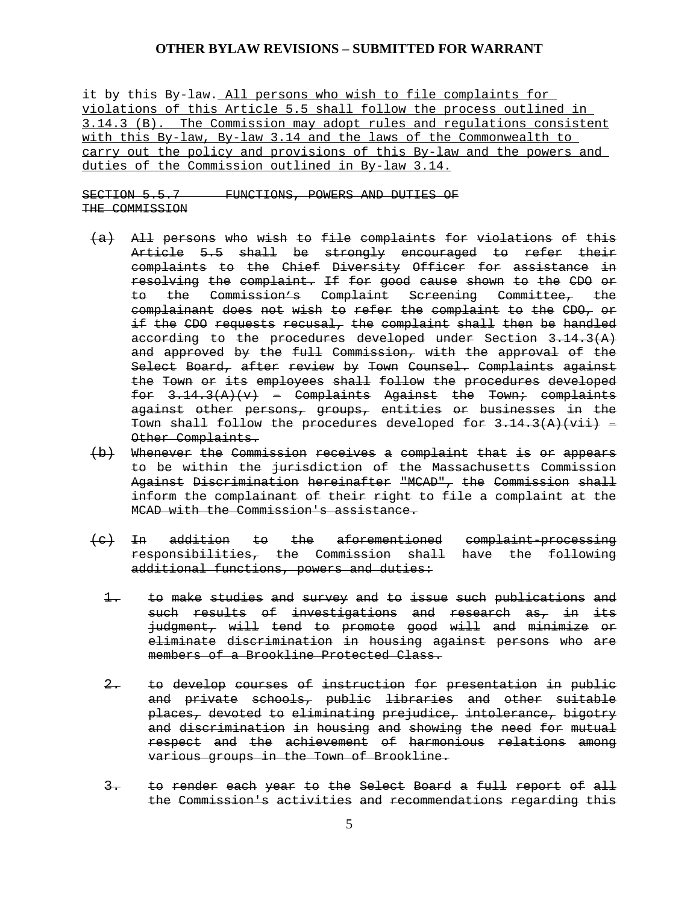it by this By-law. <u>All persons who wish to file complaints for violations of this Article 5.5 shall follow the process outlined in 3.14.3 (B). The Commission may adopt rules and regulations consistent with this By-law, By-law 3.14 and the laws of the Commonwealth to carry out the policy and provisions of this By-law and the powers and duties of the Commission outlined in By-law 3.14.</u>

~~SECTION 5.5.7 FUNCTIONS, POWERS AND DUTIES OF THE COMMISSION~~

~~(a) All persons who wish to file complaints for violations of this Article 5.5 shall be strongly encouraged to refer their complaints to the Chief Diversity Officer for assistance in resolving the complaint. If for good cause shown to the CDO or to the Commission's Complaint Screening Committee, the complainant does not wish to refer the complaint to the CDO, or if the CDO requests recusal, the complaint shall then be handled according to the procedures developed under Section 3.14.3(A) and approved by the full Commission, with the approval of the Select Board, after review by Town Counsel. Complaints against the Town or its employees shall follow the procedures developed for 3.14.3(A)(v) – Complaints Against the Town; complaints against other persons, groups, entities or businesses in the Town shall follow the procedures developed for 3.14.3(A)(vii) – Other Complaints.~~

~~(b) Whenever the Commission receives a complaint that is or appears to be within the jurisdiction of the Massachusetts Commission Against Discrimination hereinafter "MCAD", the Commission shall inform the complainant of their right to file a complaint at the MCAD with the Commission's assistance.~~

~~(c) In addition to the aforementioned complaint-processing responsibilities, the Commission shall have the following additional functions, powers and duties:~~

~~1. to make studies and survey and to issue such publications and such results of investigations and research as, in its judgment, will tend to promote good will and minimize or eliminate discrimination in housing against persons who are members of a Brookline Protected Class.~~

~~2. to develop courses of instruction for presentation in public and private schools, public libraries and other suitable places, devoted to eliminating prejudice, intolerance, bigotry and discrimination in housing and showing the need for mutual respect and the achievement of harmonious relations among various groups in the Town of Brookline.~~

~~3. to render each year to the Select Board a full report of all the Commission's activities and recommendations regarding this~~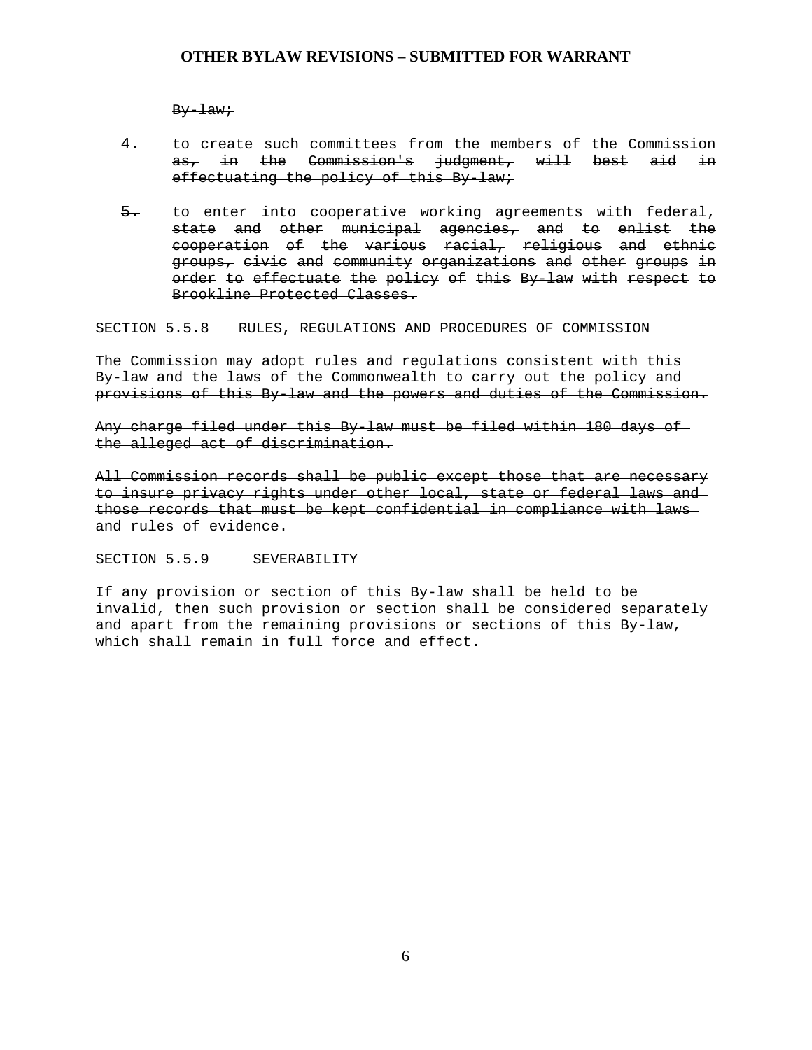~~By-law;~~

~~4. to create such committees from the members of the Commission as, in the Commission's judgment, will best aid in effectuating the policy of this By-law;~~

~~5. to enter into cooperative working agreements with federal, state and other municipal agencies, and to enlist the cooperation of the various racial, religious and ethnic groups, civic and community organizations and other groups in order to effectuate the policy of this By-law with respect to Brookline Protected Classes.~~

~~SECTION 5.5.8 RULES, REGULATIONS AND PROCEDURES OF COMMISSION~~

~~The Commission may adopt rules and regulations consistent with this By-law and the laws of the Commonwealth to carry out the policy and provisions of this By-law and the powers and duties of the Commission.~~

~~Any charge filed under this By-law must be filed within 180 days of the alleged act of discrimination.~~

~~All Commission records shall be public except those that are necessary to insure privacy rights under other local, state or federal laws and those records that must be kept confidential in compliance with laws and rules of evidence.~~

SECTION 5.5.9 SEVERABILITY

If any provision or section of this By-law shall be held to be invalid, then such provision or section shall be considered separately and apart from the remaining provisions or sections of this By-law, which shall remain in full force and effect.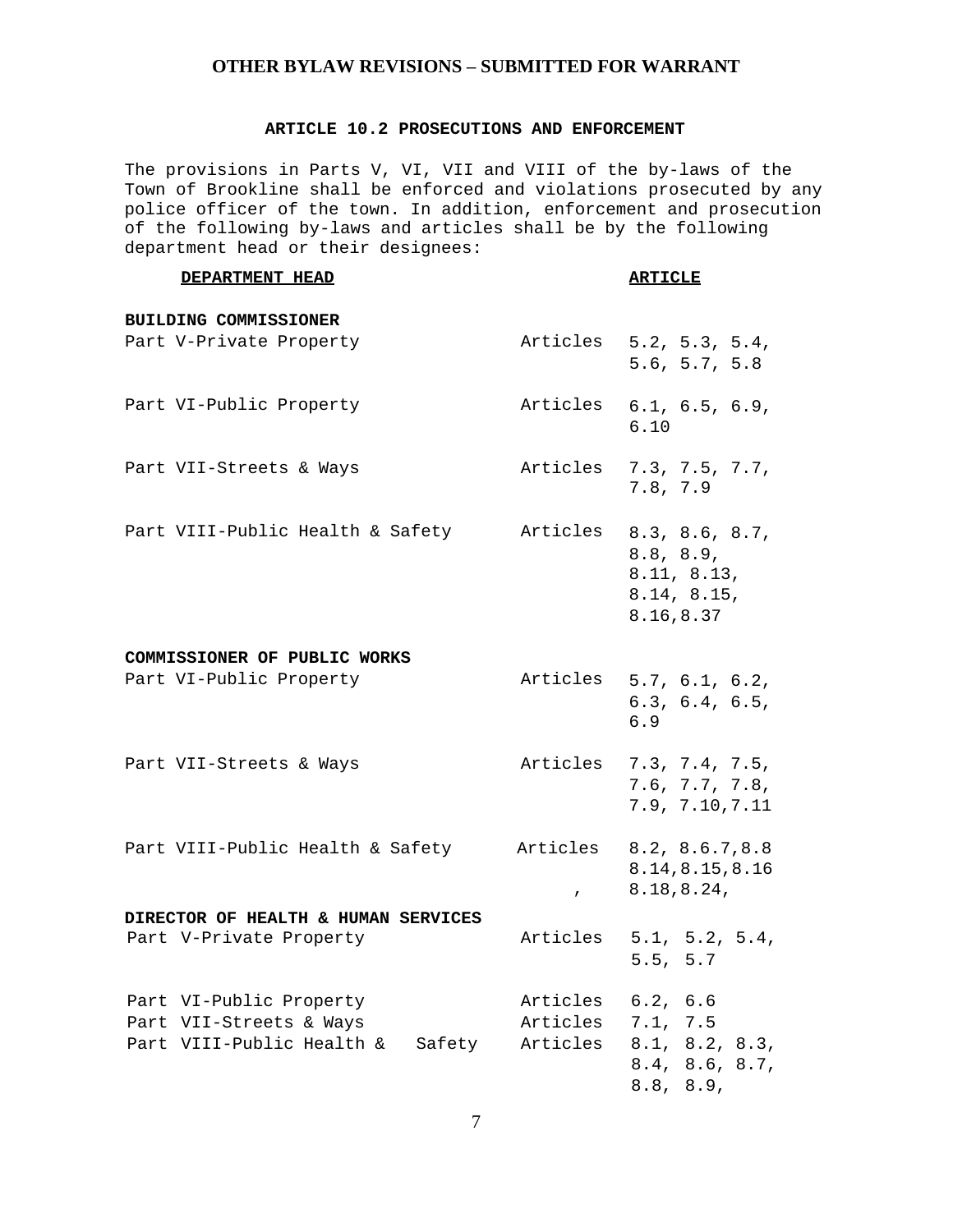**OTHER BYLAW REVISIONS – SUBMITTED FOR WARRANT**

## ARTICLE 10.2 PROSECUTIONS AND ENFORCEMENT

The provisions in Parts V, VI, VII and VIII of the by-laws of the Town of Brookline shall be enforced and violations prosecuted by any police officer of the town. In addition, enforcement and prosecution of the following by-laws and articles shall be by the following department head or their designees:

| DEPARTMENT HEAD | | ARTICLE |
|---|---|---|
| **BUILDING COMMISSIONER** | | |
| Part V-Private Property | Articles | 5.2, 5.3, 5.4, 5.6, 5.7, 5.8 |
| Part VI-Public Property | Articles | 6.1, 6.5, 6.9, 6.10 |
| Part VII-Streets & Ways | Articles | 7.3, 7.5, 7.7, 7.8, 7.9 |
| Part VIII-Public Health & Safety | Articles | 8.3, 8.6, 8.7, 8.8, 8.9, 8.11, 8.13, 8.14, 8.15, 8.16,8.37 |
| **COMMISSIONER OF PUBLIC WORKS** | | |
| Part VI-Public Property | Articles | 5.7, 6.1, 6.2, 6.3, 6.4, 6.5, 6.9 |
| Part VII-Streets & Ways | Articles | 7.3, 7.4, 7.5, 7.6, 7.7, 7.8, 7.9, 7.10,7.11 |
| Part VIII-Public Health & Safety | Articles , | 8.2, 8.6.7,8.8 8.14,8.15,8.16 8.18,8.24, |
| **DIRECTOR OF HEALTH & HUMAN SERVICES** | | |
| Part V-Private Property | Articles | 5.1, 5.2, 5.4, 5.5, 5.7 |
| Part VI-Public Property | Articles | 6.2, 6.6 |
| Part VII-Streets & Ways | Articles | 7.1, 7.5 |
| Part VIII-Public Health & Safety | Articles | 8.1, 8.2, 8.3, 8.4, 8.6, 8.7, 8.8, 8.9, |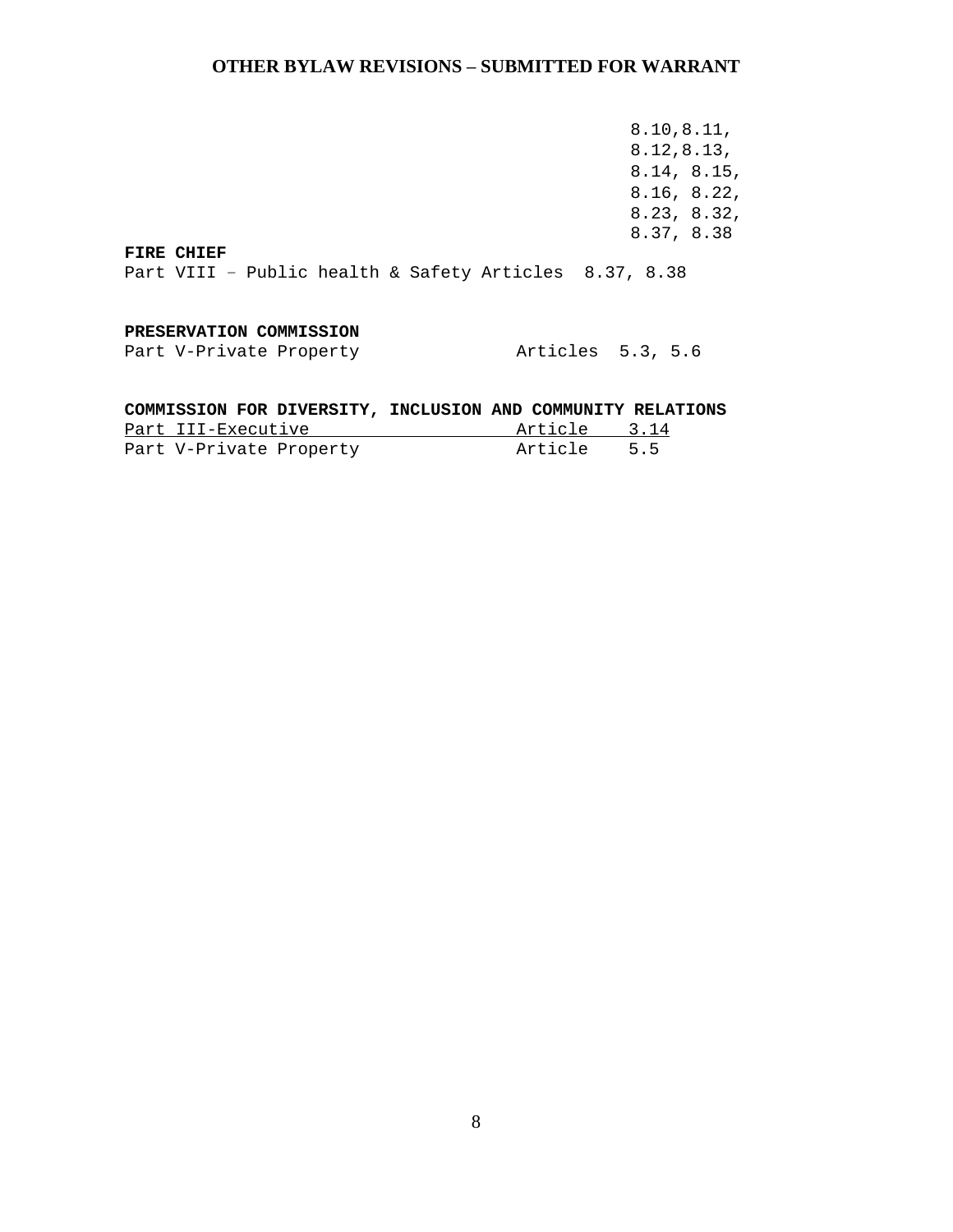**OTHER BYLAW REVISIONS – SUBMITTED FOR WARRANT**

8.10,8.11,
8.12,8.13,
8.14, 8.15,
8.16, 8.22,
8.23, 8.32,
8.37, 8.38

**FIRE CHIEF**

Part VIII – Public health & Safety Articles 8.37, 8.38

**PRESERVATION COMMISSION**

Part V-Private Property Articles 5.3, 5.6

**COMMISSION FOR DIVERSITY, INCLUSION AND COMMUNITY RELATIONS**

| | | |
|---|---|---|
| Part III-Executive | Article | 3.14 |
| Part V-Private Property | Article | 5.5 |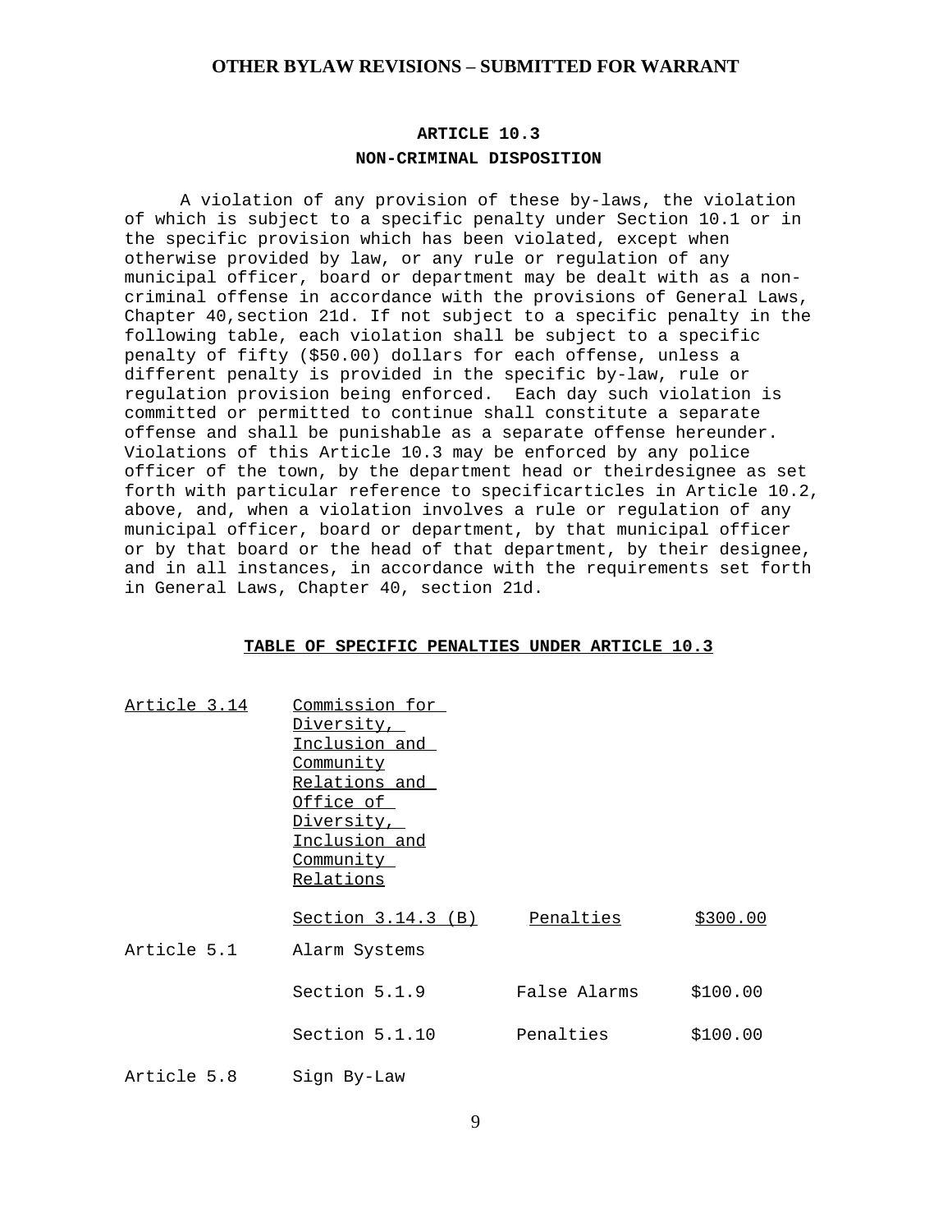## OTHER BYLAW REVISIONS – SUBMITTED FOR WARRANT

### ARTICLE 10.3
### NON-CRIMINAL DISPOSITION

A violation of any provision of these by-laws, the violation of which is subject to a specific penalty under Section 10.1 or in the specific provision which has been violated, except when otherwise provided by law, or any rule or regulation of any municipal officer, board or department may be dealt with as a non-criminal offense in accordance with the provisions of General Laws, Chapter 40,section 21d. If not subject to a specific penalty in the following table, each violation shall be subject to a specific penalty of fifty ($50.00) dollars for each offense, unless a different penalty is provided in the specific by-law, rule or regulation provision being enforced. Each day such violation is committed or permitted to continue shall constitute a separate offense and shall be punishable as a separate offense hereunder. Violations of this Article 10.3 may be enforced by any police officer of the town, by the department head or theirdesignee as set forth with particular reference to specificarticles in Article 10.2, above, and, when a violation involves a rule or regulation of any municipal officer, board or department, by that municipal officer or by that board or the head of that department, by their designee, and in all instances, in accordance with the requirements set forth in General Laws, Chapter 40, section 21d.

**TABLE OF SPECIFIC PENALTIES UNDER ARTICLE 10.3**

| | | | |
|---|---|---|---|
| Article 3.14 | Commission for Diversity, Inclusion and Community Relations and Office of Diversity, Inclusion and Community Relations | | |
| | Section 3.14.3 (B) | Penalties | $300.00 |
| Article 5.1 | Alarm Systems | | |
| | Section 5.1.9 | False Alarms | $100.00 |
| | Section 5.1.10 | Penalties | $100.00 |
| Article 5.8 | Sign By-Law | | |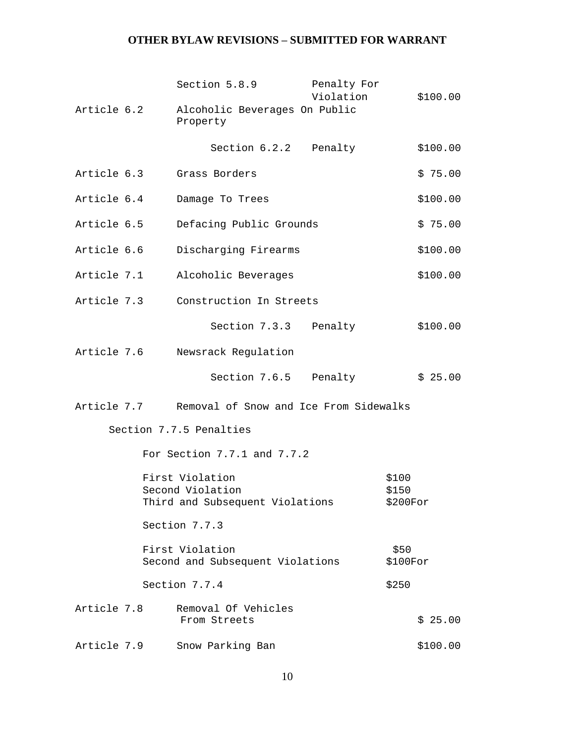## OTHER BYLAW REVISIONS – SUBMITTED FOR WARRANT

| | | | |
|---|---|---|---|
| | Section 5.8.9 | Penalty For Violation | $100.00 |
| Article 6.2 | Alcoholic Beverages On Public Property | | |
| | Section 6.2.2 | Penalty | $100.00 |
| Article 6.3 | Grass Borders | | $ 75.00 |
| Article 6.4 | Damage To Trees | | $100.00 |
| Article 6.5 | Defacing Public Grounds | | $ 75.00 |
| Article 6.6 | Discharging Firearms | | $100.00 |
| Article 7.1 | Alcoholic Beverages | | $100.00 |
| Article 7.3 | Construction In Streets | | |
| | Section 7.3.3 | Penalty | $100.00 |
| Article 7.6 | Newsrack Regulation | | |
| | Section 7.6.5 | Penalty | $ 25.00 |
| Article 7.7 | Removal of Snow and Ice From Sidewalks | | |

Section 7.7.5 Penalties

For Section 7.7.1 and 7.7.2

| | |
|---|---|
| First Violation | $100 |
| Second Violation | $150 |
| Third and Subsequent Violations | $200For |

Section 7.7.3

| | |
|---|---|
| First Violation | $50 |
| Second and Subsequent Violations | $100For |

| | |
|---|---|
| Section 7.7.4 | $250 |

| | | |
|---|---|---|
| Article 7.8 | Removal Of Vehicles From Streets | $ 25.00 |
| Article 7.9 | Snow Parking Ban | $100.00 |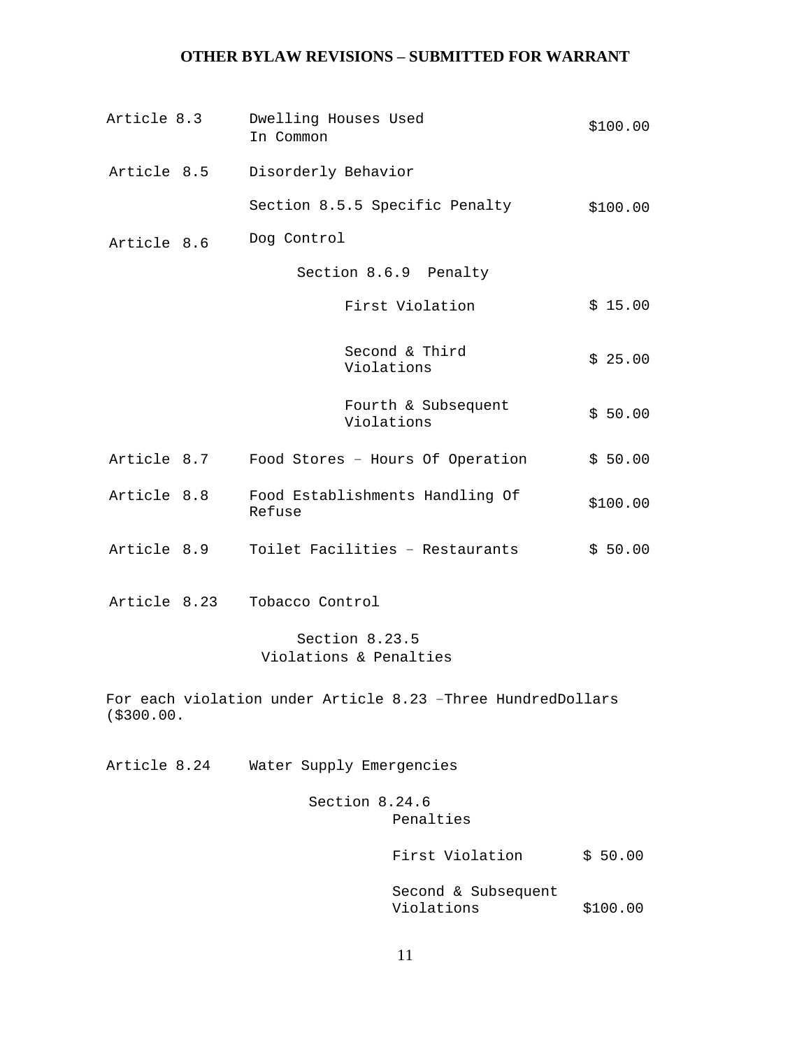# OTHER BYLAW REVISIONS – SUBMITTED FOR WARRANT

| | | |
|---|---|---|
| Article 8.3 | Dwelling Houses Used In Common | \$100.00 |
| Article 8.5 | Disorderly Behavior | |
| | Section 8.5.5 Specific Penalty | \$100.00 |
| Article 8.6 | Dog Control | |
| | Section 8.6.9 Penalty | |
| | First Violation | \$ 15.00 |
| | Second & Third Violations | \$ 25.00 |
| | Fourth & Subsequent Violations | \$ 50.00 |
| Article 8.7 | Food Stores – Hours Of Operation | \$ 50.00 |
| Article 8.8 | Food Establishments Handling Of Refuse | \$100.00 |
| Article 8.9 | Toilet Facilities – Restaurants | \$ 50.00 |

Article 8.23 Tobacco Control

Section 8.23.5
Violations & Penalties

For each violation under Article 8.23 –Three HundredDollars (\$300.00.

Article 8.24 Water Supply Emergencies

Section 8.24.6
Penalties

| | |
|---|---|
| First Violation | \$ 50.00 |
| Second & Subsequent Violations | \$100.00 |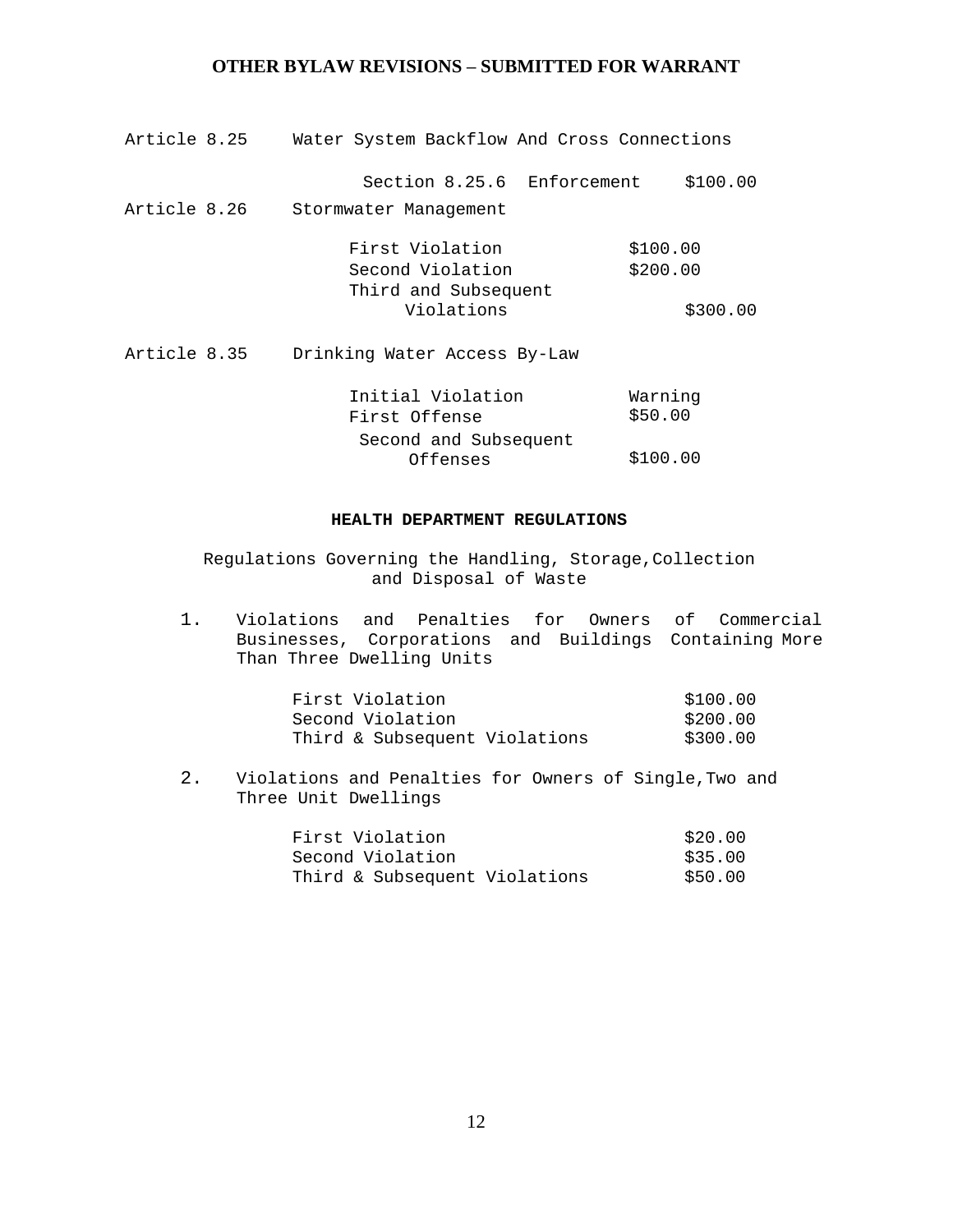# OTHER BYLAW REVISIONS – SUBMITTED FOR WARRANT

| | | |
|---|---|---|
| Article 8.25 | Water System Backflow And Cross Connections | |
| | Section 8.25.6 Enforcement | $100.00 |
| Article 8.26 | Stormwater Management | |
| | First Violation | $100.00 |
| | Second Violation | $200.00 |
| | Third and Subsequent Violations | $300.00 |
| Article 8.35 | Drinking Water Access By-Law | |
| | Initial Violation | Warning |
| | First Offense | $50.00 |
| | Second and Subsequent Offenses | $100.00 |

## HEALTH DEPARTMENT REGULATIONS

Regulations Governing the Handling, Storage,Collection and Disposal of Waste

1. Violations and Penalties for Owners of Commercial Businesses, Corporations and Buildings Containing More Than Three Dwelling Units

| | |
|---|---|
| First Violation | $100.00 |
| Second Violation | $200.00 |
| Third & Subsequent Violations | $300.00 |

2. Violations and Penalties for Owners of Single,Two and Three Unit Dwellings

| | |
|---|---|
| First Violation | $20.00 |
| Second Violation | $35.00 |
| Third & Subsequent Violations | $50.00 |